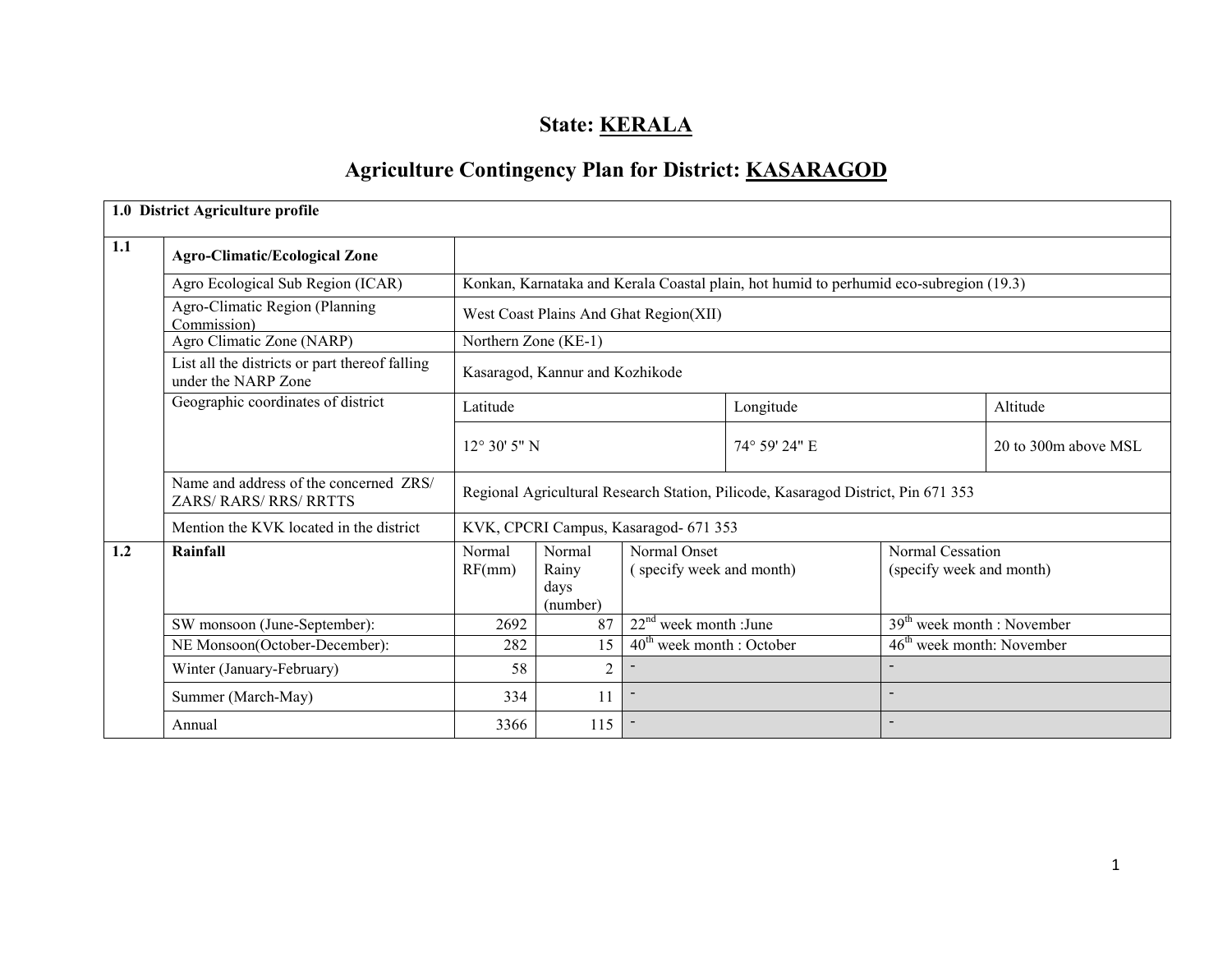# State: KERALA

## Agriculture Contingency Plan for District: KASARAGOD

| | | | | | | |
|---|---|---|---|---|---|---|
| **1.0 District Agriculture profile** | | | | | | |
| **1.1** | **Agro-Climatic/Ecological Zone** | | | | | |
| | Agro Ecological Sub Region (ICAR) | Konkan, Karnataka and Kerala Coastal plain, hot humid to perhumid eco-subregion (19.3) | | | | |
| | Agro-Climatic Region (Planning Commission) | West Coast Plains And Ghat Region(XII) | | | | |
| | Agro Climatic Zone (NARP) | Northern Zone (KE-1) | | | | |
| | List all the districts or part thereof falling under the NARP Zone | Kasaragod, Kannur and Kozhikode | | | | |
| | Geographic coordinates of district | Latitude | | Longitude | | Altitude |
| | | 12° 30' 5" N | | 74° 59' 24" E | | 20 to 300m above MSL |
| | Name and address of the concerned ZRS/ ZARS/ RARS/ RRS/ RRTTS | Regional Agricultural Research Station, Pilicode, Kasaragod District, Pin 671 353 | | | | |
| | Mention the KVK located in the district | KVK, CPCRI Campus, Kasaragod- 671 353 | | | | |
| **1.2** | **Rainfall** | Normal RF(mm) | Normal Rainy days (number) | Normal Onset ( specify week and month) | Normal Cessation (specify week and month) | |
| | SW monsoon (June-September): | 2692 | 87 | 22nd week month :June | 39th week month : November | |
| | NE Monsoon(October-December): | 282 | 15 | 40th week month : October | 46th week month: November | |
| | Winter (January-February) | 58 | 2 | - | - | |
| | Summer (March-May) | 334 | 11 | - | - | |
| | Annual | 3366 | 115 | - | - | |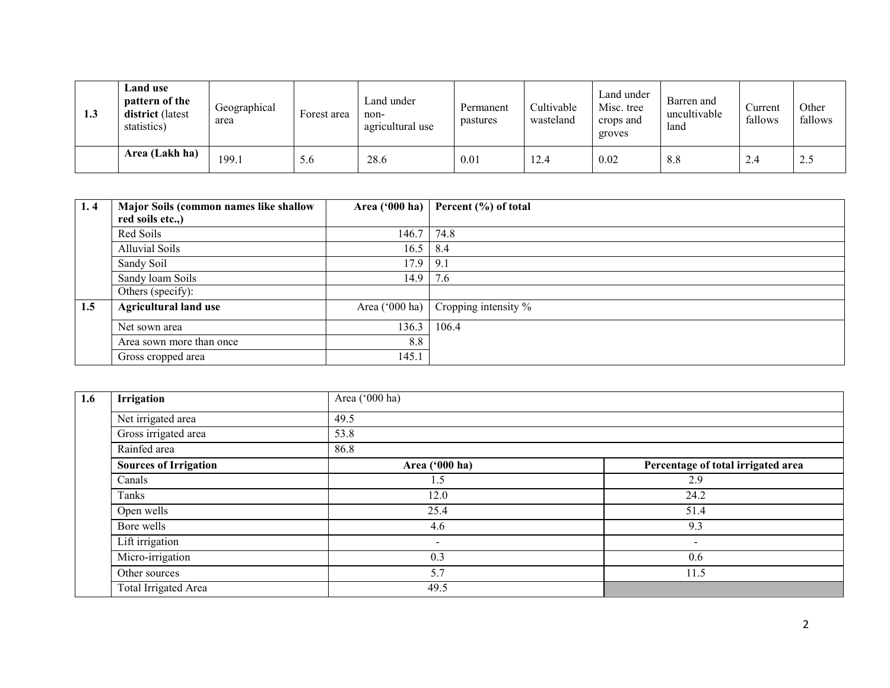| 1.3 | **Land use pattern of the district** (latest statistics) | Geographical area | Forest area | Land under non-agricultural use | Permanent pastures | Cultivable wasteland | Land under Misc. tree crops and groves | Barren and uncultivable land | Current fallows | Other fallows |
|---|---|---|---|---|---|---|---|---|---|---|
| | **Area (Lakh ha)** | 199.1 | 5.6 | 28.6 | 0.01 | 12.4 | 0.02 | 8.8 | 2.4 | 2.5 |

| 1. 4 | **Major Soils (common names like shallow red soils etc.,)** | **Area ('000 ha)** | **Percent (%) of total** |
|---|---|---|---|
| | Red Soils | 146.7 | 74.8 |
| | Alluvial Soils | 16.5 | 8.4 |
| | Sandy Soil | 17.9 | 9.1 |
| | Sandy loam Soils | 14.9 | 7.6 |
| | Others (specify): | | |
| **1.5** | **Agricultural land use** | Area ('000 ha) | Cropping intensity % |
| | Net sown area | 136.3 | 106.4 |
| | Area sown more than once | 8.8 | |
| | Gross cropped area | 145.1 | |

| 1.6 | **Irrigation** | Area ('000 ha) | |
|---|---|---|---|
| | Net irrigated area | 49.5 | |
| | Gross irrigated area | 53.8 | |
| | Rainfed area | 86.8 | |
| | **Sources of Irrigation** | **Area ('000 ha)** | **Percentage of total irrigated area** |
| | Canals | 1.5 | 2.9 |
| | Tanks | 12.0 | 24.2 |
| | Open wells | 25.4 | 51.4 |
| | Bore wells | 4.6 | 9.3 |
| | Lift irrigation | - | - |
| | Micro-irrigation | 0.3 | 0.6 |
| | Other sources | 5.7 | 11.5 |
| | Total Irrigated Area | 49.5 | |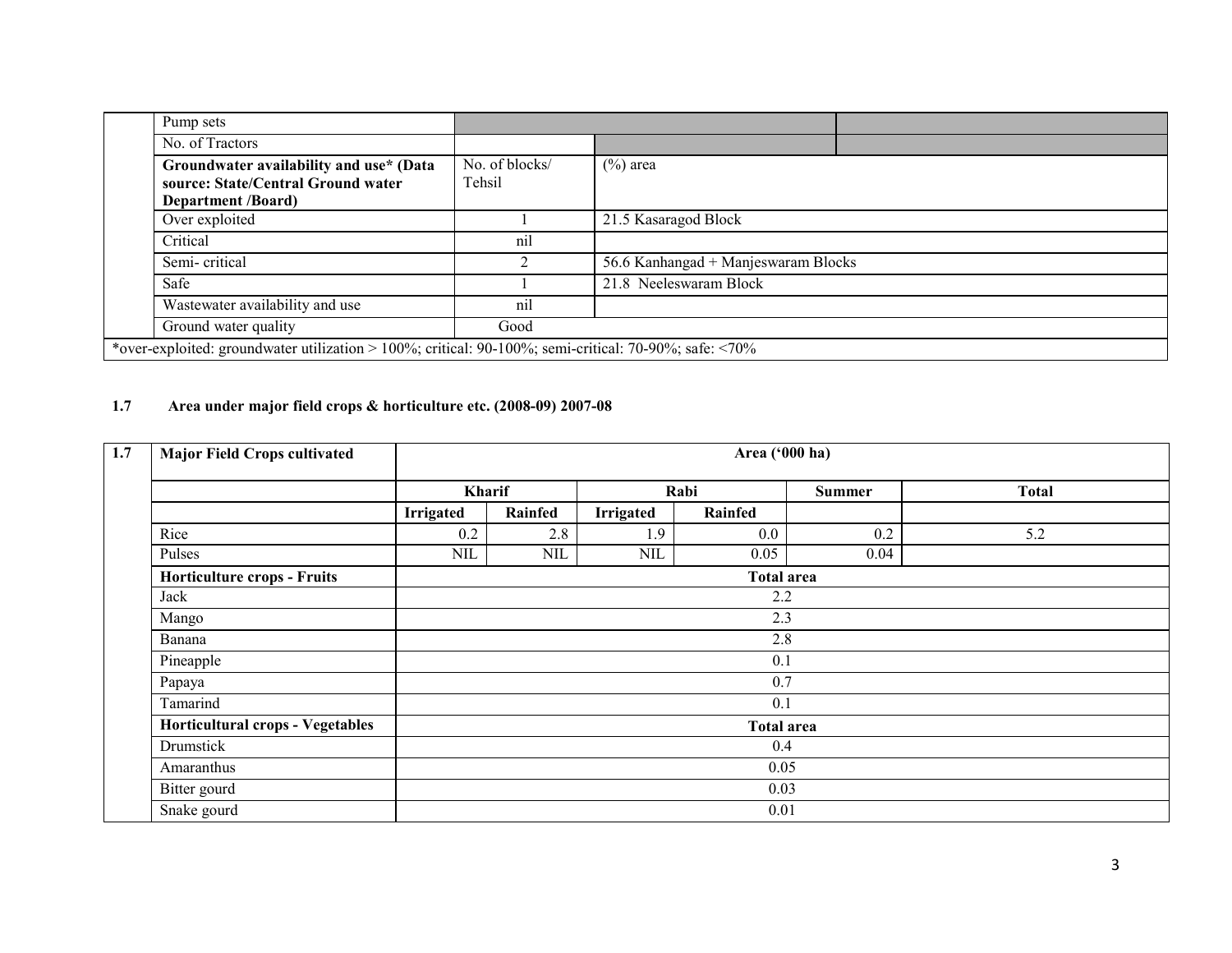| | | | | |
|---|---|---|---|---|
| | Pump sets | | | |
| | No. of Tractors | | | |
| | **Groundwater availability and use* (Data source: State/Central Ground water Department /Board)** | No. of blocks/ Tehsil | (%) area | |
| | Over exploited | 1 | 21.5 Kasaragod Block | |
| | Critical | nil | | |
| | Semi- critical | 2 | 56.6 Kanhangad + Manjeswaram Blocks | |
| | Safe | 1 | 21.8 Neeleswaram Block | |
| | Wastewater availability and use | nil | | |
| | Ground water quality | Good | | |

*over-exploited: groundwater utilization > 100%; critical: 90-100%; semi-critical: 70-90%; safe: <70%

**1.7 Area under major field crops & horticulture etc. (2008-09) 2007-08**

| 1.7 | Major Field Crops cultivated | Area ('000 ha) | | | | | |
|---|---|---|---|---|---|---|---|
| | | **Kharif** | | **Rabi** | | **Summer** | **Total** |
| | | **Irrigated** | **Rainfed** | **Irrigated** | **Rainfed** | | |
| | Rice | 0.2 | 2.8 | 1.9 | 0.0 | 0.2 | 5.2 |
| | Pulses | NIL | NIL | NIL | 0.05 | 0.04 | |
| | **Horticulture crops - Fruits** | **Total area** | | | | | |
| | Jack | 2.2 | | | | | |
| | Mango | 2.3 | | | | | |
| | Banana | 2.8 | | | | | |
| | Pineapple | 0.1 | | | | | |
| | Papaya | 0.7 | | | | | |
| | Tamarind | 0.1 | | | | | |
| | **Horticultural crops - Vegetables** | **Total area** | | | | | |
| | Drumstick | 0.4 | | | | | |
| | Amaranthus | 0.05 | | | | | |
| | Bitter gourd | 0.03 | | | | | |
| | Snake gourd | 0.01 | | | | | |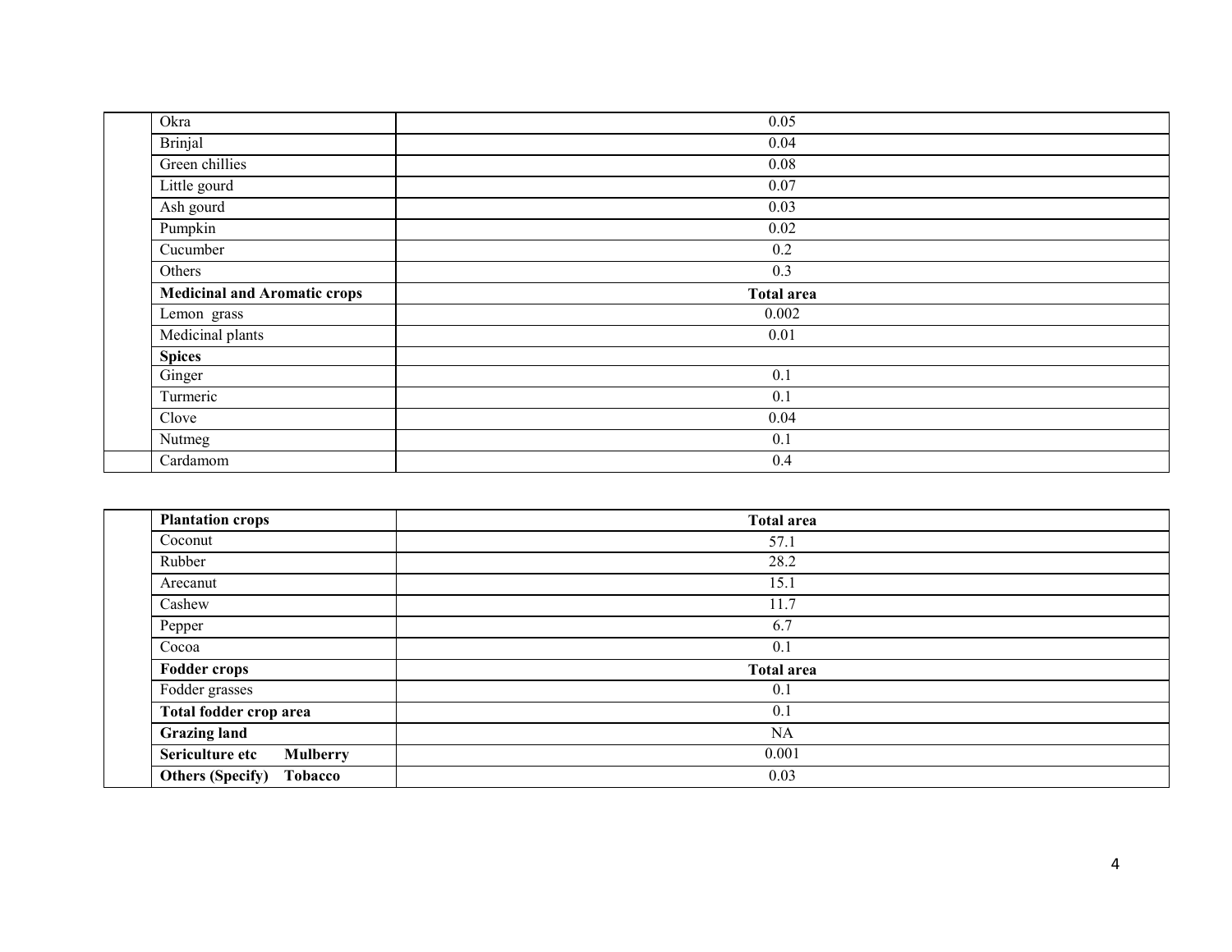| | | |
|---|---|---|
| | Okra | 0.05 |
| | Brinjal | 0.04 |
| | Green chillies | 0.08 |
| | Little gourd | 0.07 |
| | Ash gourd | 0.03 |
| | Pumpkin | 0.02 |
| | Cucumber | 0.2 |
| | Others | 0.3 |
| | **Medicinal and Aromatic crops** | **Total area** |
| | Lemon grass | 0.002 |
| | Medicinal plants | 0.01 |
| | **Spices** | |
| | Ginger | 0.1 |
| | Turmeric | 0.1 |
| | Clove | 0.04 |
| | Nutmeg | 0.1 |
| | Cardamom | 0.4 |

| | | |
|---|---|---|
| | **Plantation crops** | **Total area** |
| | Coconut | 57.1 |
| | Rubber | 28.2 |
| | Arecanut | 15.1 |
| | Cashew | 11.7 |
| | Pepper | 6.7 |
| | Cocoa | 0.1 |
| | **Fodder crops** | **Total area** |
| | Fodder grasses | 0.1 |
| | **Total fodder crop area** | 0.1 |
| | **Grazing land** | NA |
| | **Sericulture etc Mulberry** | 0.001 |
| | **Others (Specify) Tobacco** | 0.03 |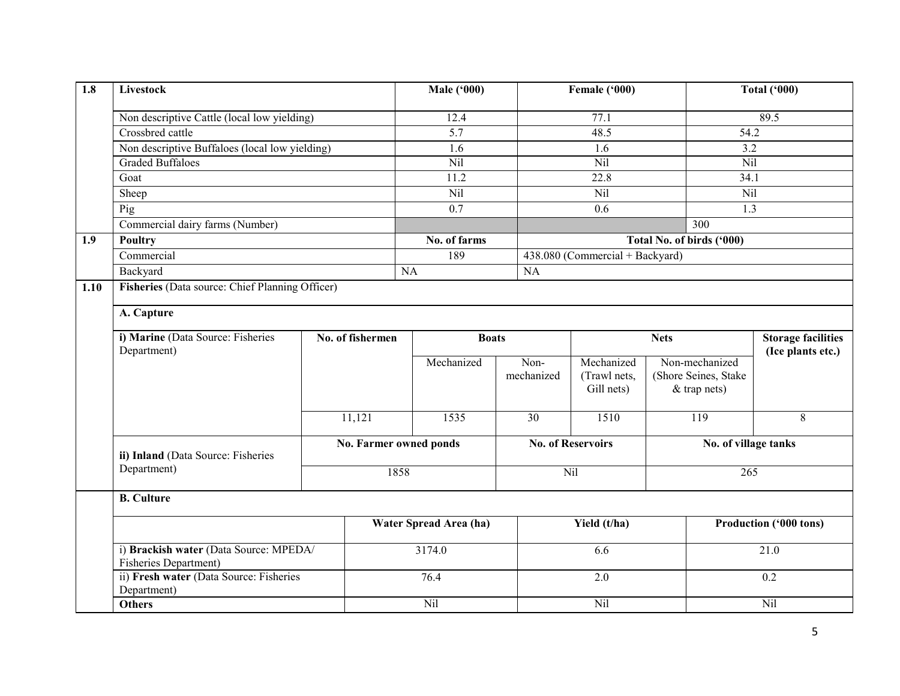| 1.8 | Livestock | Male ('000) | Female ('000) | Total ('000) |
|---|---|---|---|---|
| | Non descriptive Cattle (local low yielding) | 12.4 | 77.1 | 89.5 |
| | Crossbred cattle | 5.7 | 48.5 | 54.2 |
| | Non descriptive Buffaloes (local low yielding) | 1.6 | 1.6 | 3.2 |
| | Graded Buffaloes | Nil | Nil | Nil |
| | Goat | 11.2 | 22.8 | 34.1 |
| | Sheep | Nil | Nil | Nil |
| | Pig | 0.7 | 0.6 | 1.3 |
| | Commercial dairy farms (Number) | | | 300 |

| 1.9 | Poultry | No. of farms | Total No. of birds ('000) |
|---|---|---|---|
| | Commercial | 189 | 438.080 (Commercial + Backyard) |
| | Backyard | NA | NA |

**1.10 Fisheries** (Data source: Chief Planning Officer)

**A. Capture**

| i) Marine (Data Source: Fisheries Department) | No. of fishermen | Boats | | Nets | | Storage facilities (Ice plants etc.) |
|---|---|---|---|---|---|---|
| | | Mechanized | Non-mechanized | Mechanized (Trawl nets, Gill nets) | Non-mechanized (Shore Seines, Stake & trap nets) | |
| | 11,121 | 1535 | 30 | 1510 | 119 | 8 |

| ii) Inland (Data Source: Fisheries Department) | No. Farmer owned ponds | No. of Reservoirs | No. of village tanks |
|---|---|---|---|
| | 1858 | Nil | 265 |

**B. Culture**

| | Water Spread Area (ha) | Yield (t/ha) | Production ('000 tons) |
|---|---|---|---|
| i) **Brackish water** (Data Source: MPEDA/ Fisheries Department) | 3174.0 | 6.6 | 21.0 |
| ii) **Fresh water** (Data Source: Fisheries Department) | 76.4 | 2.0 | 0.2 |
| **Others** | Nil | Nil | Nil |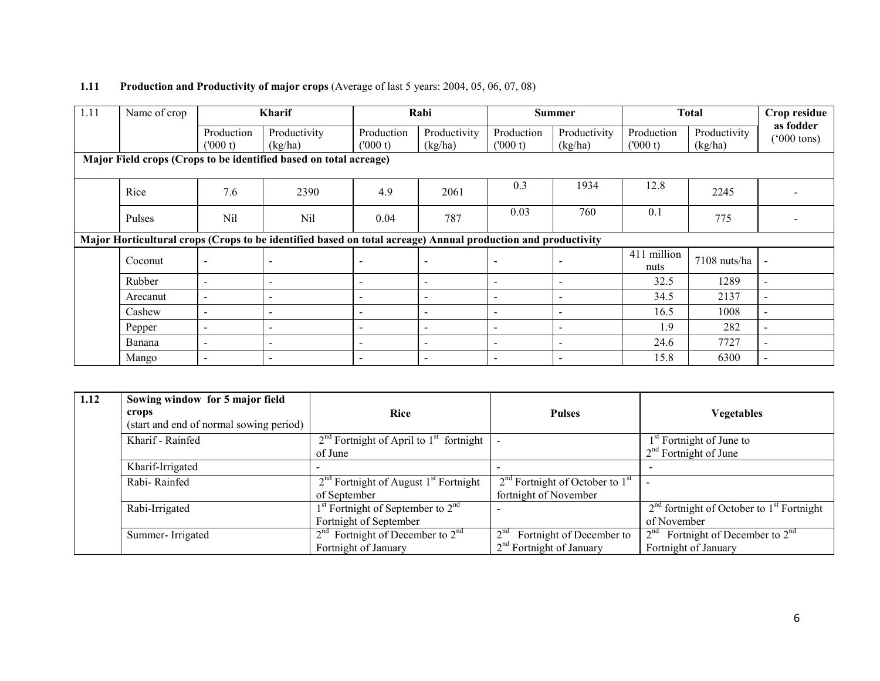**1.11 Production and Productivity of major crops** (Average of last 5 years: 2004, 05, 06, 07, 08)

| 1.11 | Name of crop | Kharif | | Rabi | | Summer | | Total | | Crop residue as fodder ('000 tons) |
|---|---|---|---|---|---|---|---|---|---|---|
| | | Production ('000 t) | Productivity (kg/ha) | Production ('000 t) | Productivity (kg/ha) | Production ('000 t) | Productivity (kg/ha) | Production ('000 t) | Productivity (kg/ha) | |
| **Major Field crops (Crops to be identified based on total acreage)** | | | | | | | | | | |
| | Rice | 7.6 | 2390 | 4.9 | 2061 | 0.3 | 1934 | 12.8 | 2245 | - |
| | Pulses | Nil | Nil | 0.04 | 787 | 0.03 | 760 | 0.1 | 775 | - |
| **Major Horticultural crops (Crops to be identified based on total acreage) Annual production and productivity** | | | | | | | | | | |
| | Coconut | - | - | - | - | - | - | 411 million nuts | 7108 nuts/ha | - |
| | Rubber | - | - | - | - | - | - | 32.5 | 1289 | - |
| | Arecanut | - | - | - | - | - | - | 34.5 | 2137 | - |
| | Cashew | - | - | - | - | - | - | 16.5 | 1008 | - |
| | Pepper | - | - | - | - | - | - | 1.9 | 282 | - |
| | Banana | - | - | - | - | - | - | 24.6 | 7727 | - |
| | Mango | - | - | - | - | - | - | 15.8 | 6300 | - |

| 1.12 | Sowing window for 5 major field crops (start and end of normal sowing period) | Rice | Pulses | Vegetables |
|---|---|---|---|---|
| | Kharif - Rainfed | 2nd Fortnight of April to 1st fortnight of June | - | 1st Fortnight of June to 2nd Fortnight of June |
| | Kharif-Irrigated | - | - | - |
| | Rabi- Rainfed | 2nd Fortnight of August 1st Fortnight of September | 2nd Fortnight of October to 1st fortnight of November | - |
| | Rabi-Irrigated | 1st Fortnight of September to 2nd Fortnight of September | - | 2nd fortnight of October to 1st Fortnight of November |
| | Summer- Irrigated | 2nd Fortnight of December to 2nd Fortnight of January | 2nd Fortnight of December to 2nd Fortnight of January | 2nd Fortnight of December to 2nd Fortnight of January |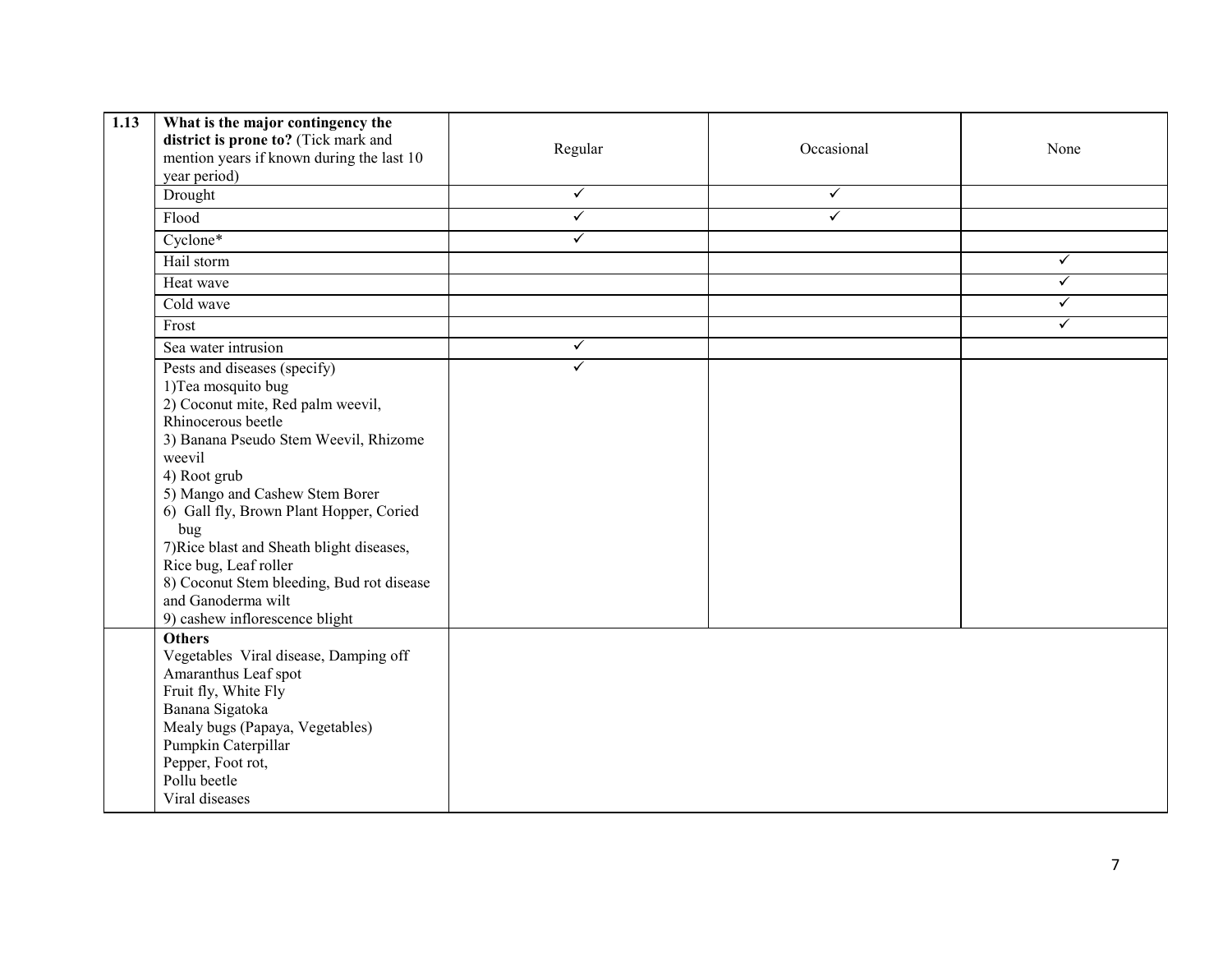| | | | | |
|---|---|---|---|---|
| 1.13 | **What is the major contingency the district is prone to?** (Tick mark and mention years if known during the last 10 year period) | Regular | Occasional | None |
| | Drought | ✓ | ✓ | |
| | Flood | ✓ | ✓ | |
| | Cyclone* | ✓ | | |
| | Hail storm | | | ✓ |
| | Heat wave | | | ✓ |
| | Cold wave | | | ✓ |
| | Frost | | | ✓ |
| | Sea water intrusion | ✓ | | |
| | Pests and diseases (specify)<br>1)Tea mosquito bug<br>2) Coconut mite, Red palm weevil, Rhinocerous beetle<br>3) Banana Pseudo Stem Weevil, Rhizome weevil<br>4) Root grub<br>5) Mango and Cashew Stem Borer<br>6) Gall fly, Brown Plant Hopper, Coried bug<br>7)Rice blast and Sheath blight diseases, Rice bug, Leaf roller<br>8) Coconut Stem bleeding, Bud rot disease and Ganoderma wilt<br>9) cashew inflorescence blight | ✓ | | |
| | **Others**<br>Vegetables Viral disease, Damping off<br>Amaranthus Leaf spot<br>Fruit fly, White Fly<br>Banana Sigatoka<br>Mealy bugs (Papaya, Vegetables)<br>Pumpkin Caterpillar<br>Pepper, Foot rot,<br>Pollu beetle<br>Viral diseases | | | |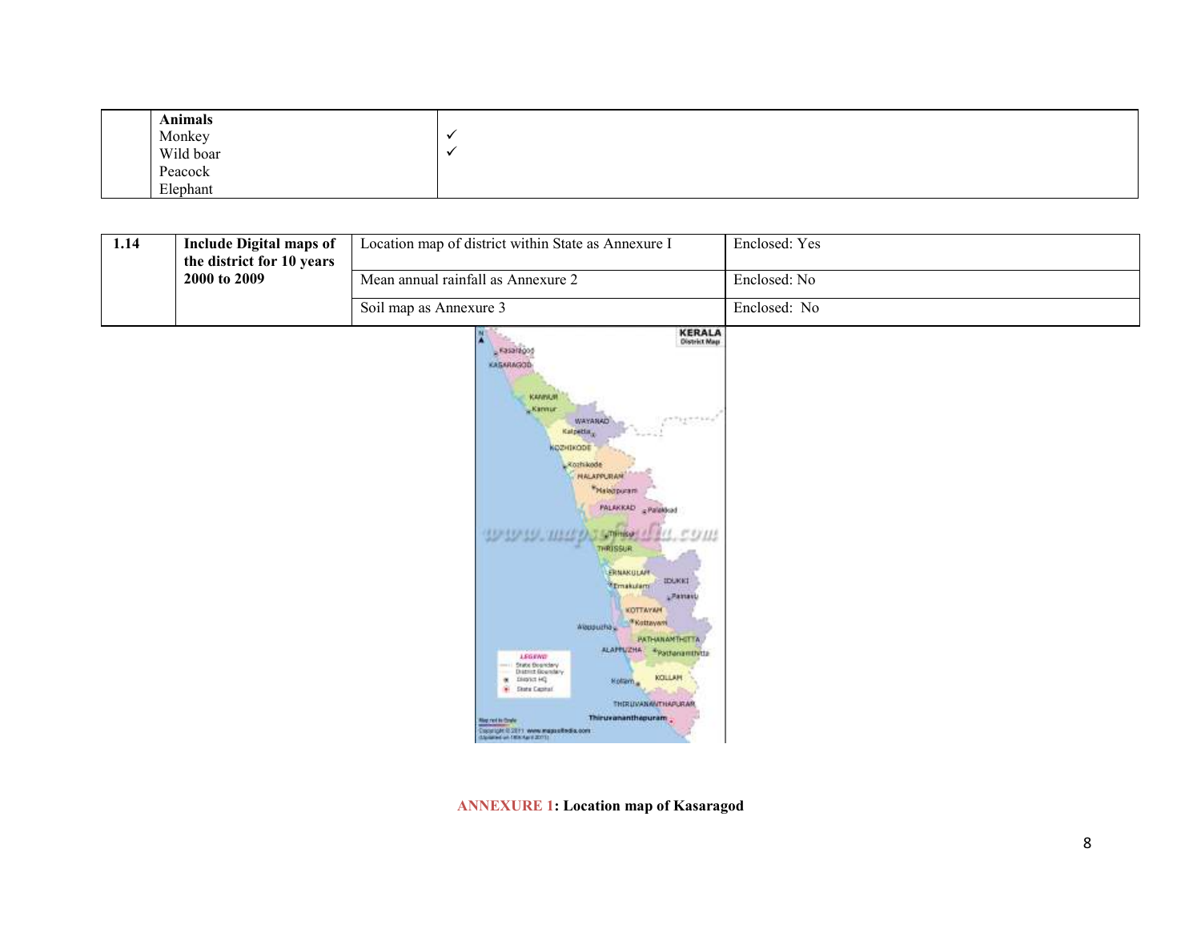| | | |
|---|---|---|
| | **Animals**<br>Monkey<br>Wild boar<br>Peacock<br>Elephant | ✓<br>✓ |

| | | | |
|---|---|---|---|
| **1.14** | **Include Digital maps of the district for 10 years 2000 to 2009** | Location map of district within State as Annexure I | Enclosed: Yes |
| | | Mean annual rainfall as Annexure 2 | Enclosed: No |
| | | Soil map as Annexure 3 | Enclosed: No |

**ANNEXURE 1: Location map of Kasaragod**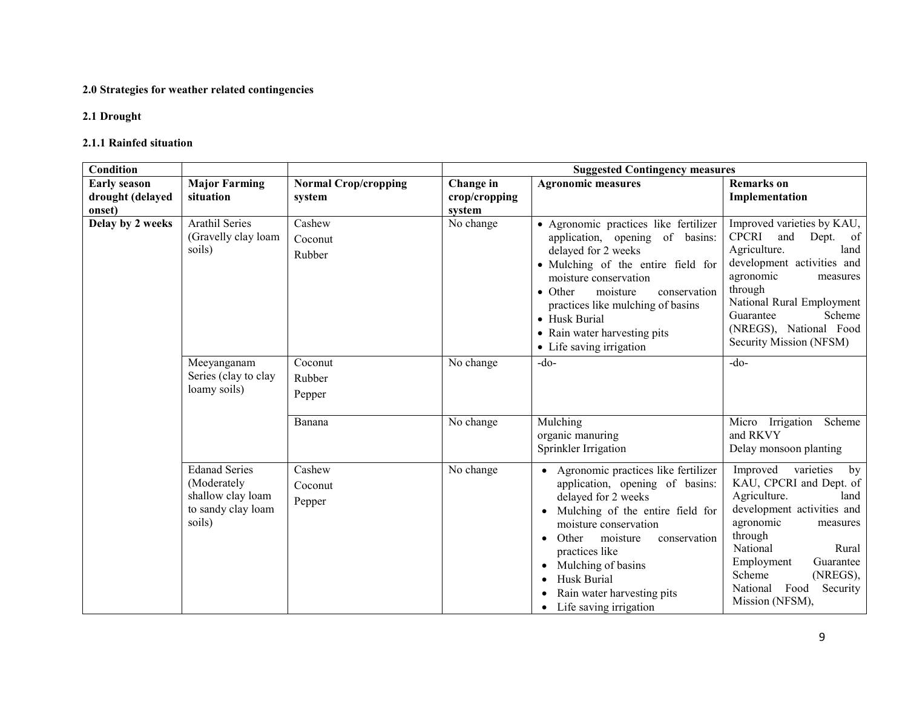**2.0 Strategies for weather related contingencies**

**2.1 Drought**

**2.1.1 Rainfed situation**

| Condition | | | Suggested Contingency measures | | |
|---|---|---|---|---|---|
| **Early season drought (delayed onset)** | **Major Farming situation** | **Normal Crop/cropping system** | **Change in crop/cropping system** | **Agronomic measures** | **Remarks on Implementation** |
| **Delay by 2 weeks** | Arathil Series (Gravelly clay loam soils) | Cashew<br>Coconut<br>Rubber | No change | • Agronomic practices like fertilizer application, opening of basins: delayed for 2 weeks<br>• Mulching of the entire field for moisture conservation<br>• Other moisture conservation practices like mulching of basins<br>• Husk Burial<br>• Rain water harvesting pits<br>• Life saving irrigation | Improved varieties by KAU, CPCRI and Dept. of Agriculture. land development activities and agronomic measures through National Rural Employment Guarantee Scheme (NREGS), National Food Security Mission (NFSM) |
| | Meeyanganam Series (clay to clay loamy soils) | Coconut<br>Rubber<br>Pepper | No change | -do- | -do- |
| | | Banana | No change | Mulching<br>organic manuring<br>Sprinkler Irrigation | Micro Irrigation Scheme and RKVY<br>Delay monsoon planting |
| | Edanad Series (Moderately shallow clay loam to sandy clay loam soils) | Cashew<br>Coconut<br>Pepper | No change | • Agronomic practices like fertilizer application, opening of basins: delayed for 2 weeks<br>• Mulching of the entire field for moisture conservation<br>• Other moisture conservation practices like<br>• Mulching of basins<br>• Husk Burial<br>• Rain water harvesting pits<br>• Life saving irrigation | Improved varieties by KAU, CPCRI and Dept. of Agriculture. land development activities and agronomic measures through National Rural Employment Guarantee Scheme (NREGS), National Food Security Mission (NFSM), |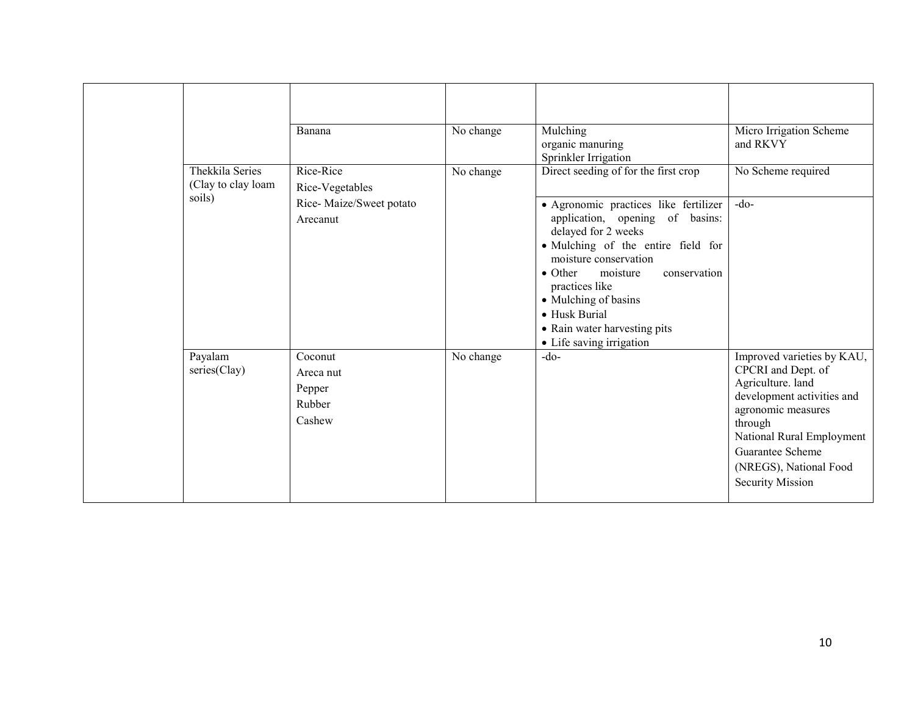| | | | | | |
|---|---|---|---|---|---|
| | | | | | |
| | | Banana | No change | Mulching<br>organic manuring<br>Sprinkler Irrigation | Micro Irrigation Scheme and RKVY |
| | Thekkila Series (Clay to clay loam soils) | Rice-Rice<br>Rice-Vegetables<br>Rice- Maize/Sweet potato<br>Arecanut | No change | Direct seeding of for the first crop | No Scheme required |
| | | | | • Agronomic practices like fertilizer application, opening of basins: delayed for 2 weeks<br>• Mulching of the entire field for moisture conservation<br>• Other moisture conservation practices like<br>• Mulching of basins<br>• Husk Burial<br>• Rain water harvesting pits<br>• Life saving irrigation | -do- |
| | Payalam series(Clay) | Coconut<br>Areca nut<br>Pepper<br>Rubber<br>Cashew | No change | -do- | Improved varieties by KAU, CPCRI and Dept. of Agriculture. land development activities and agronomic measures through National Rural Employment Guarantee Scheme (NREGS), National Food Security Mission |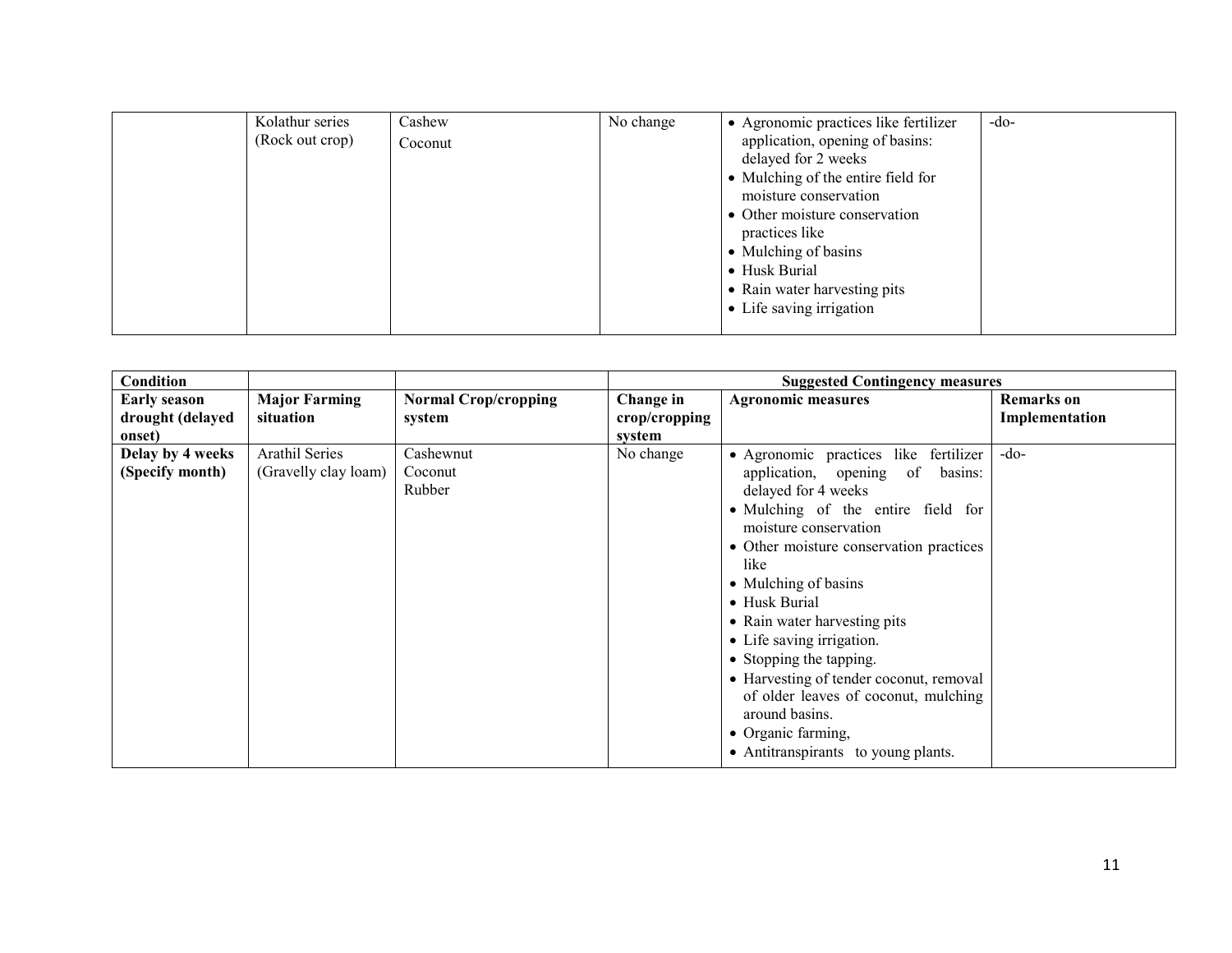| | | | | | |
|---|---|---|---|---|---|
| | Kolathur series (Rock out crop) | Cashew<br>Coconut | No change | • Agronomic practices like fertilizer application, opening of basins: delayed for 2 weeks<br>• Mulching of the entire field for moisture conservation<br>• Other moisture conservation practices like<br>• Mulching of basins<br>• Husk Burial<br>• Rain water harvesting pits<br>• Life saving irrigation | -do- |

| Condition | | | Suggested Contingency measures | | |
|---|---|---|---|---|---|
| **Early season drought (delayed onset)** | **Major Farming situation** | **Normal Crop/cropping system** | **Change in crop/cropping system** | **Agronomic measures** | **Remarks on Implementation** |
| **Delay by 4 weeks (Specify month)** | Arathil Series (Gravelly clay loam) | Cashewnut<br>Coconut<br>Rubber | No change | • Agronomic practices like fertilizer application, opening of basins: delayed for 4 weeks<br>• Mulching of the entire field for moisture conservation<br>• Other moisture conservation practices like<br>• Mulching of basins<br>• Husk Burial<br>• Rain water harvesting pits<br>• Life saving irrigation.<br>• Stopping the tapping.<br>• Harvesting of tender coconut, removal of older leaves of coconut, mulching around basins.<br>• Organic farming,<br>• Antitranspirants to young plants. | -do- |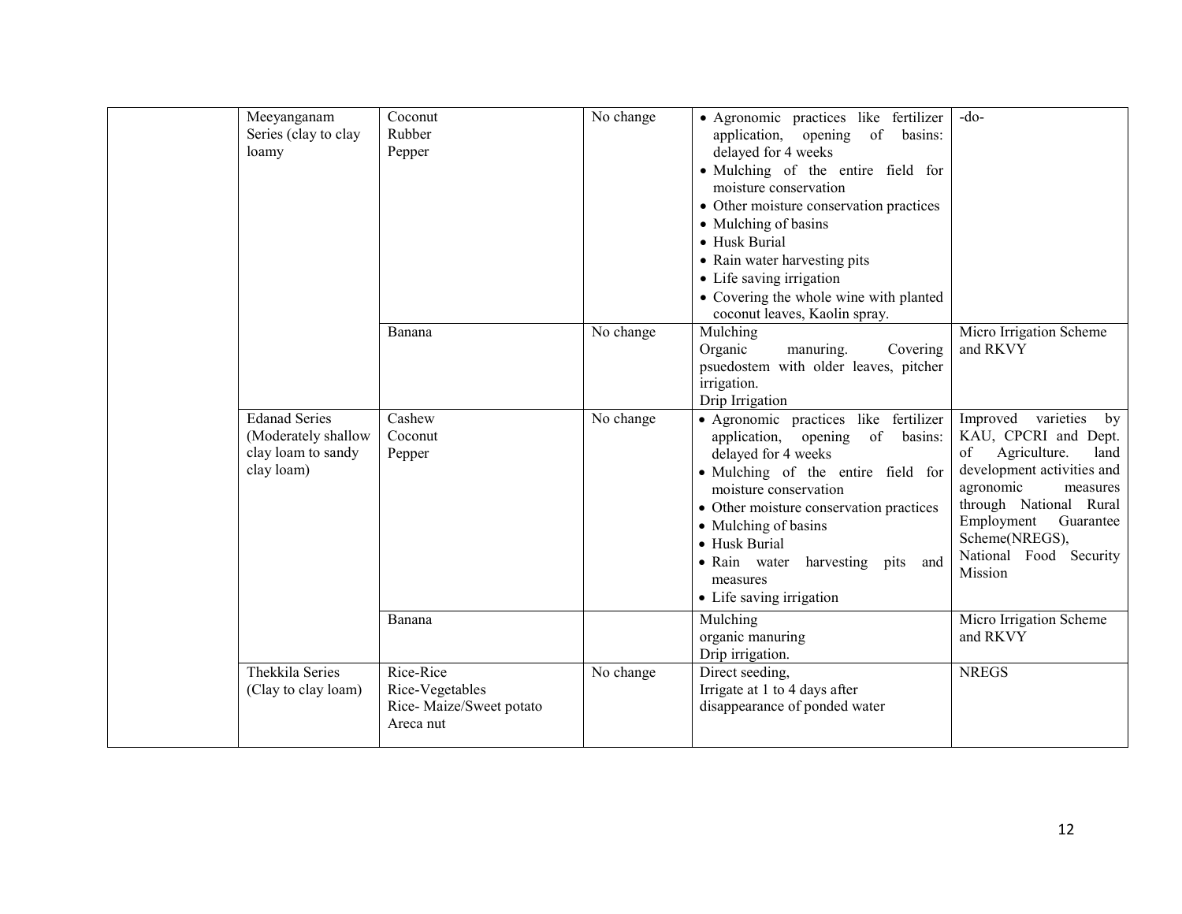| | | | | | |
|---|---|---|---|---|---|
| | Meeyanganam Series (clay to clay loamy | Coconut<br>Rubber<br>Pepper | No change | • Agronomic practices like fertilizer application, opening of basins: delayed for 4 weeks<br>• Mulching of the entire field for moisture conservation<br>• Other moisture conservation practices<br>• Mulching of basins<br>• Husk Burial<br>• Rain water harvesting pits<br>• Life saving irrigation<br>• Covering the whole wine with planted coconut leaves, Kaolin spray. | -do- |
| | | Banana | No change | Mulching<br>Organic manuring. Covering psuedostem with older leaves, pitcher irrigation.<br>Drip Irrigation | Micro Irrigation Scheme and RKVY |
| | Edanad Series (Moderately shallow clay loam to sandy clay loam) | Cashew<br>Coconut<br>Pepper | No change | • Agronomic practices like fertilizer application, opening of basins: delayed for 4 weeks<br>• Mulching of the entire field for moisture conservation<br>• Other moisture conservation practices<br>• Mulching of basins<br>• Husk Burial<br>• Rain water harvesting pits and measures<br>• Life saving irrigation | Improved varieties by KAU, CPCRI and Dept. of Agriculture. land development activities and agronomic measures through National Rural Employment Guarantee Scheme(NREGS), National Food Security Mission |
| | | Banana | | Mulching<br>organic manuring<br>Drip irrigation. | Micro Irrigation Scheme and RKVY |
| | Thekkila Series (Clay to clay loam) | Rice-Rice<br>Rice-Vegetables<br>Rice- Maize/Sweet potato<br>Areca nut | No change | Direct seeding,<br>Irrigate at 1 to 4 days after disappearance of ponded water | NREGS |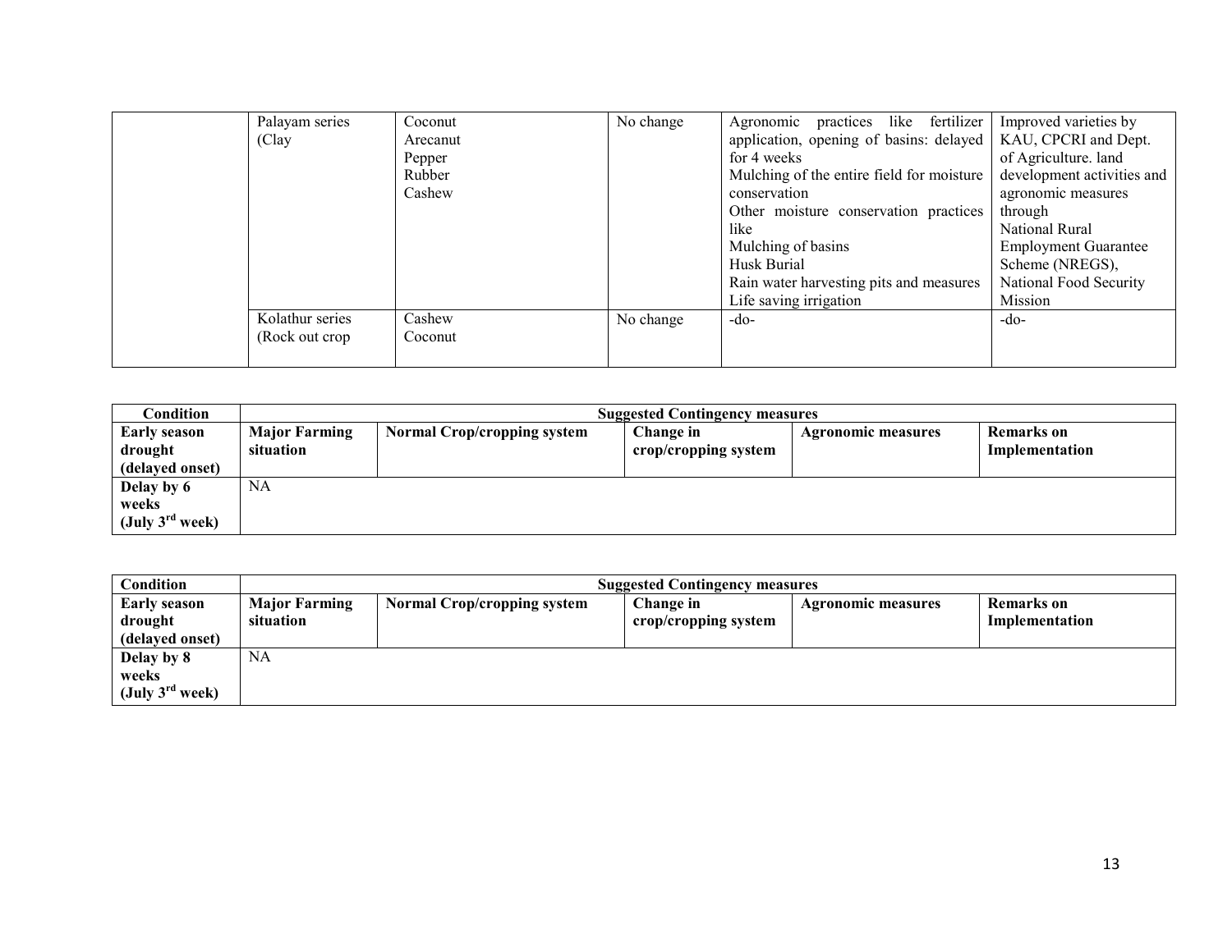| | | | | | |
|---|---|---|---|---|---|
| | Palayam series (Clay | Coconut<br>Arecanut<br>Pepper<br>Rubber<br>Cashew | No change | Agronomic practices like fertilizer application, opening of basins: delayed for 4 weeks<br>Mulching of the entire field for moisture conservation<br>Other moisture conservation practices like<br>Mulching of basins<br>Husk Burial<br>Rain water harvesting pits and measures<br>Life saving irrigation | Improved varieties by KAU, CPCRI and Dept. of Agriculture. land development activities and agronomic measures through<br>National Rural Employment Guarantee Scheme (NREGS),<br>National Food Security Mission |
| | Kolathur series (Rock out crop | Cashew<br>Coconut | No change | -do- | -do- |

| Condition | Suggested Contingency measures | | | | |
|---|---|---|---|---|---|
| **Early season drought (delayed onset)** | **Major Farming situation** | **Normal Crop/cropping system** | **Change in crop/cropping system** | **Agronomic measures** | **Remarks on Implementation** |
| **Delay by 6 weeks (July 3rd week)** | NA | | | | |

| Condition | Suggested Contingency measures | | | | |
|---|---|---|---|---|---|
| **Early season drought (delayed onset)** | **Major Farming situation** | **Normal Crop/cropping system** | **Change in crop/cropping system** | **Agronomic measures** | **Remarks on Implementation** |
| **Delay by 8 weeks (July 3rd week)** | NA | | | | |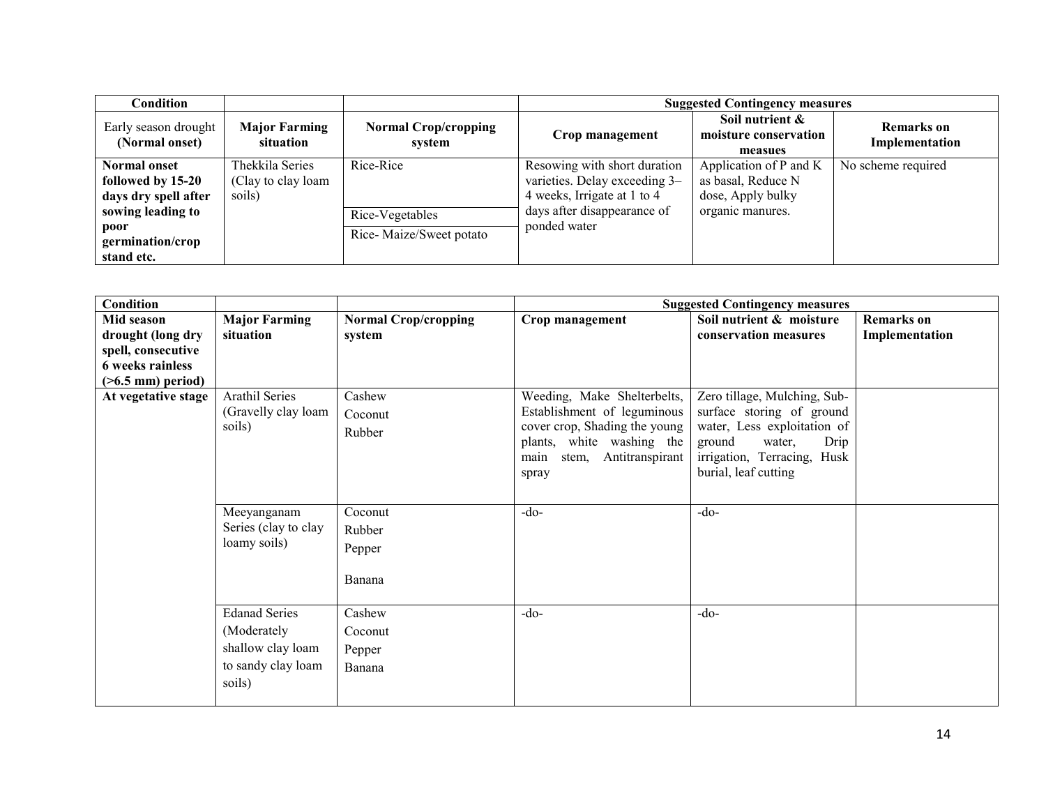| Condition | | | Suggested Contingency measures | | |
|---|---|---|---|---|---|
| Early season drought (Normal onset) | **Major Farming situation** | **Normal Crop/cropping system** | **Crop management** | **Soil nutrient & moisture conservation measues** | **Remarks on Implementation** |
| **Normal onset followed by 15-20 days dry spell after sowing leading to poor germination/crop stand etc.** | Thekkila Series (Clay to clay loam soils) | Rice-Rice | Resowing with short duration varieties. Delay exceeding 3–4 weeks, Irrigate at 1 to 4 days after disappearance of ponded water | Application of P and K as basal, Reduce N dose, Apply bulky organic manures. | No scheme required |
| | | Rice-Vegetables | | | |
| | | Rice- Maize/Sweet potato | | | |

| Condition | | | Suggested Contingency measures | | |
|---|---|---|---|---|---|
| **Mid season drought (long dry spell, consecutive 6 weeks rainless (>6.5 mm) period)** | **Major Farming situation** | **Normal Crop/cropping system** | **Crop management** | **Soil nutrient & moisture conservation measures** | **Remarks on Implementation** |
| **At vegetative stage** | Arathil Series (Gravelly clay loam soils) | Cashew<br>Coconut<br>Rubber | Weeding, Make Shelterbelts, Establishment of leguminous cover crop, Shading the young plants, white washing the main stem, Antitranspirant spray | Zero tillage, Mulching, Sub-surface storing of ground water, Less exploitation of ground water, Drip irrigation, Terracing, Husk burial, leaf cutting | |
| | Meeyanganam Series (clay to clay loamy soils) | Coconut<br>Rubber<br>Pepper<br>Banana | -do- | -do- | |
| | Edanad Series (Moderately shallow clay loam to sandy clay loam soils) | Cashew<br>Coconut<br>Pepper<br>Banana | -do- | -do- | |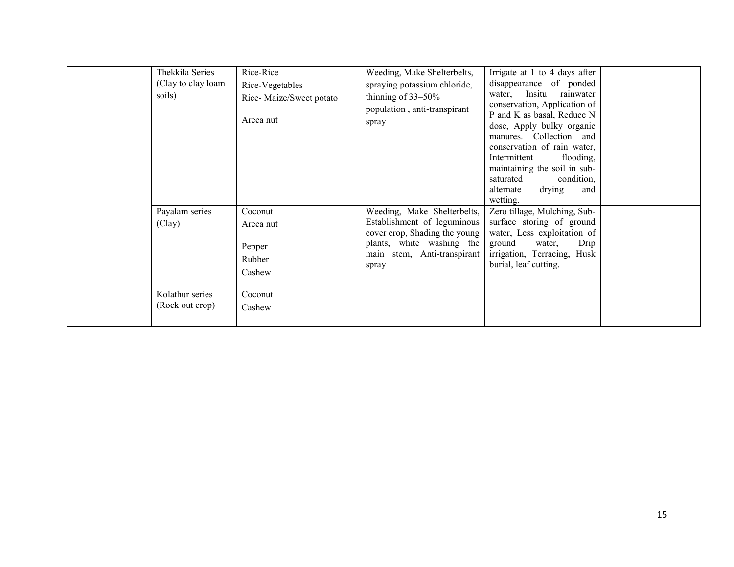| | | | | | |
|---|---|---|---|---|---|
| | Thekkila Series (Clay to clay loam soils) | Rice-Rice<br>Rice-Vegetables<br>Rice- Maize/Sweet potato<br><br>Areca nut | Weeding, Make Shelterbelts, spraying potassium chloride, thinning of 33–50% population , anti-transpirant spray | Irrigate at 1 to 4 days after disappearance of ponded water, Insitu rainwater conservation, Application of P and K as basal, Reduce N dose, Apply bulky organic manures. Collection and conservation of rain water, Intermittent flooding, maintaining the soil in sub-saturated condition, alternate drying and wetting. | |
| | Payalam series (Clay) | Coconut<br>Areca nut | Weeding, Make Shelterbelts, Establishment of leguminous cover crop, Shading the young plants, white washing the main stem, Anti-transpirant spray | Zero tillage, Mulching, Sub-surface storing of ground water, Less exploitation of ground water, Drip irrigation, Terracing, Husk burial, leaf cutting. | |
| | | Pepper<br>Rubber<br>Cashew | | | |
| | Kolathur series (Rock out crop) | Coconut<br>Cashew | | | |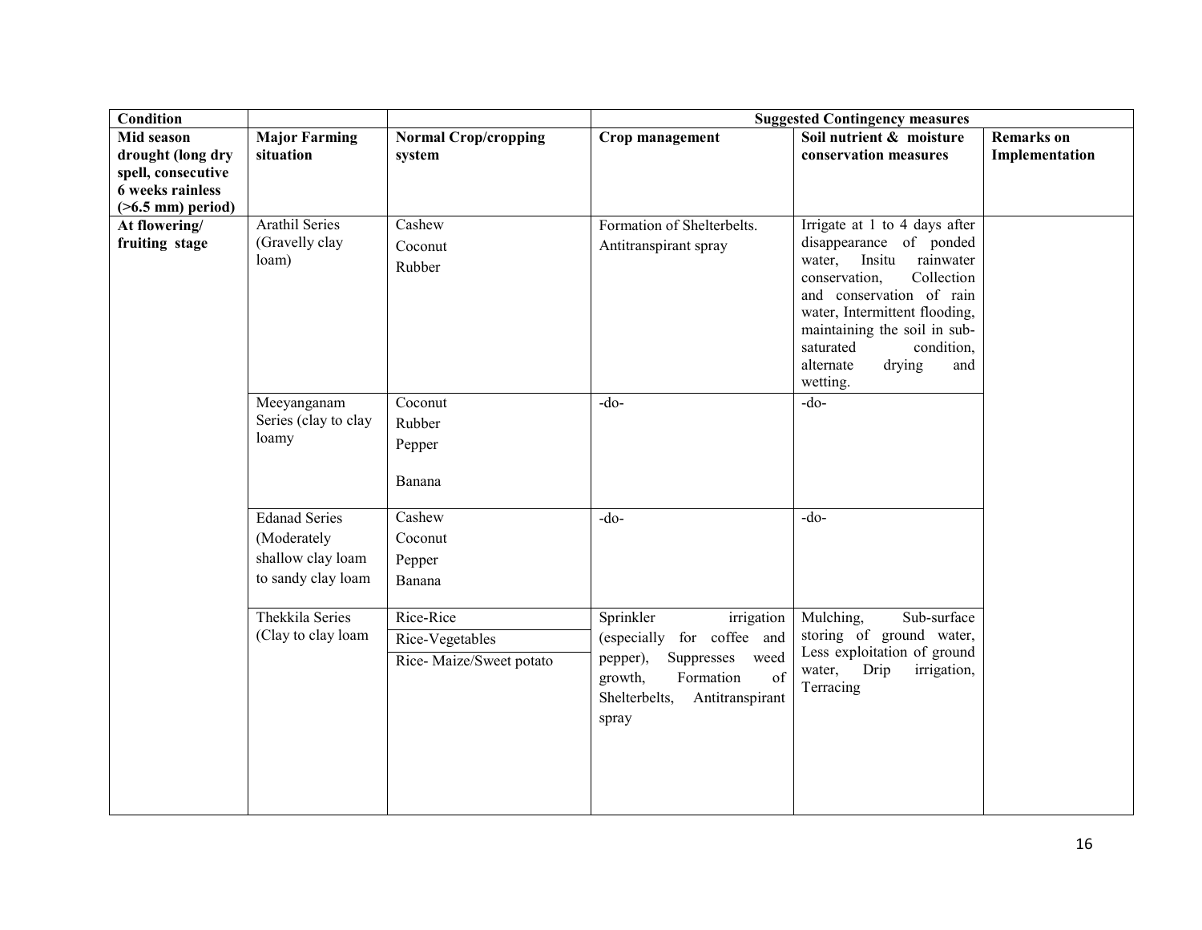| Condition | | | Suggested Contingency measures | | |
|---|---|---|---|---|---|
| **Mid season drought (long dry spell, consecutive 6 weeks rainless (>6.5 mm) period)** | **Major Farming situation** | **Normal Crop/cropping system** | **Crop management** | **Soil nutrient & moisture conservation measures** | **Remarks on Implementation** |
| **At flowering/ fruiting stage** | Arathil Series (Gravelly clay loam) | Cashew<br>Coconut<br>Rubber | Formation of Shelterbelts.<br>Antitranspirant spray | Irrigate at 1 to 4 days after disappearance of ponded water, Insitu rainwater conservation, Collection and conservation of rain water, Intermittent flooding, maintaining the soil in sub-saturated condition, alternate drying and wetting. | |
| | Meeyanganam Series (clay to clay loamy | Coconut<br>Rubber<br>Pepper<br>Banana | -do- | -do- | |
| | Edanad Series (Moderately shallow clay loam to sandy clay loam | Cashew<br>Coconut<br>Pepper<br>Banana | -do- | -do- | |
| | Thekkila Series (Clay to clay loam | Rice-Rice<br>Rice-Vegetables<br>Rice- Maize/Sweet potato | Sprinkler irrigation (especially for coffee and pepper), Suppresses weed growth, Formation of Shelterbelts, Antitranspirant spray | Mulching, Sub-surface storing of ground water, Less exploitation of ground water, Drip irrigation, Terracing | |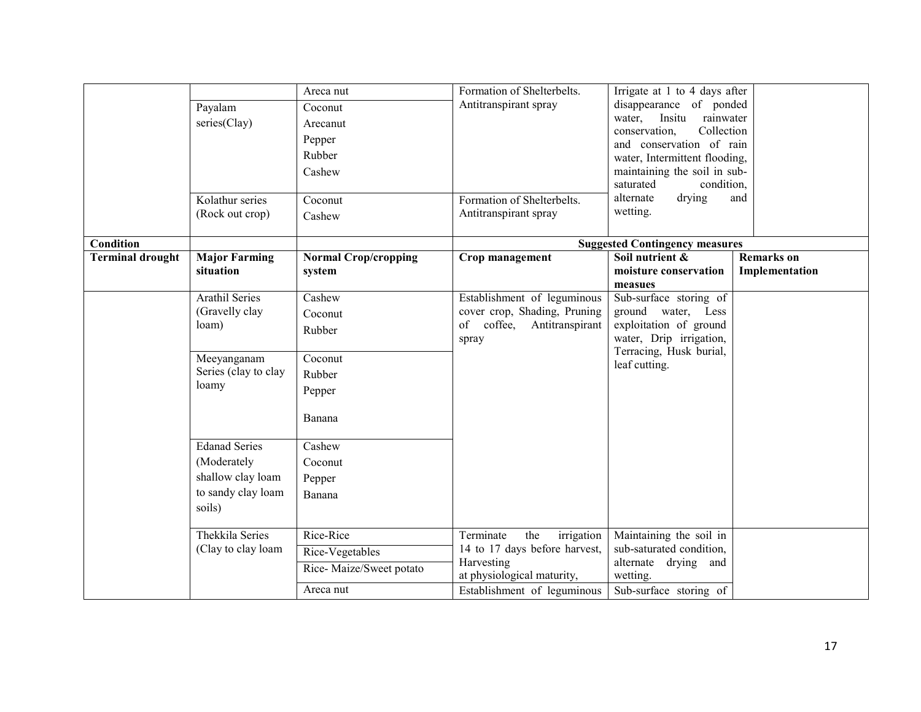| | | | | | |
|---|---|---|---|---|---|
| | | Areca nut | Formation of Shelterbelts. Antitranspirant spray | Irrigate at 1 to 4 days after disappearance of ponded water, Insitu rainwater conservation, Collection and conservation of rain water, Intermittent flooding, maintaining the soil in sub-saturated condition, alternate drying and wetting. | |
| | Payalam series(Clay) | Coconut<br>Arecanut<br>Pepper<br>Rubber<br>Cashew | | | |
| | Kolathur series (Rock out crop) | Coconut<br>Cashew | Formation of Shelterbelts. Antitranspirant spray | | |
| **Condition** | | | **Suggested Contingency measures** | | |
| **Terminal drought** | **Major Farming situation** | **Normal Crop/cropping system** | **Crop management** | **Soil nutrient & moisture conservation measues** | **Remarks on Implementation** |
| | Arathil Series (Gravelly clay loam) | Cashew<br>Coconut<br>Rubber | Establishment of leguminous cover crop, Shading, Pruning of coffee, Antitranspirant spray | Sub-surface storing of ground water, Less exploitation of ground water, Drip irrigation, Terracing, Husk burial, leaf cutting. | |
| | Meeyanganam Series (clay to clay loamy | Coconut<br>Rubber<br>Pepper<br>Banana | | | |
| | Edanad Series (Moderately shallow clay loam to sandy clay loam soils) | Cashew<br>Coconut<br>Pepper<br>Banana | | | |
| | Thekkila Series (Clay to clay loam | Rice-Rice<br>Rice-Vegetables<br>Rice- Maize/Sweet potato | Terminate the irrigation 14 to 17 days before harvest, Harvesting at physiological maturity, | Maintaining the soil in sub-saturated condition, alternate drying and wetting. | |
| | | Areca nut | Establishment of leguminous | Sub-surface storing of | |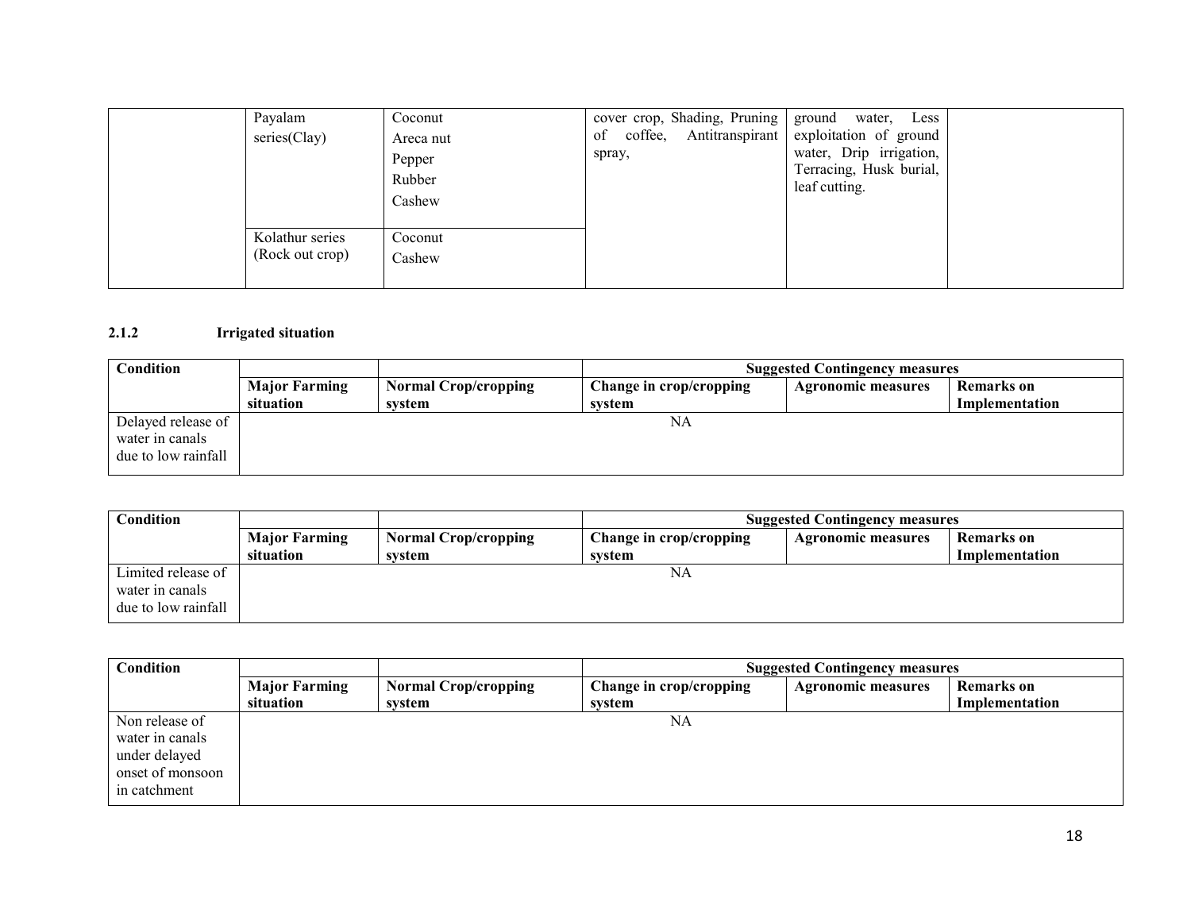| | | | | | |
|---|---|---|---|---|---|
| | Payalam series(Clay) | Coconut<br>Areca nut<br>Pepper<br>Rubber<br>Cashew | cover crop, Shading, Pruning of coffee, Antitranspirant spray, | ground water, Less exploitation of ground water, Drip irrigation, Terracing, Husk burial, leaf cutting. | |
| | Kolathur series (Rock out crop) | Coconut<br>Cashew | | | |

**2.1.2 Irrigated situation**

| Condition | | | Suggested Contingency measures | | |
|---|---|---|---|---|---|
| | Major Farming situation | Normal Crop/cropping system | Change in crop/cropping system | Agronomic measures | Remarks on Implementation |
| Delayed release of water in canals due to low rainfall | | | NA | | |

| Condition | | | Suggested Contingency measures | | |
|---|---|---|---|---|---|
| | Major Farming situation | Normal Crop/cropping system | Change in crop/cropping system | Agronomic measures | Remarks on Implementation |
| Limited release of water in canals due to low rainfall | | | NA | | |

| Condition | | | Suggested Contingency measures | | |
|---|---|---|---|---|---|
| | Major Farming situation | Normal Crop/cropping system | Change in crop/cropping system | Agronomic measures | Remarks on Implementation |
| Non release of water in canals under delayed onset of monsoon in catchment | | | NA | | |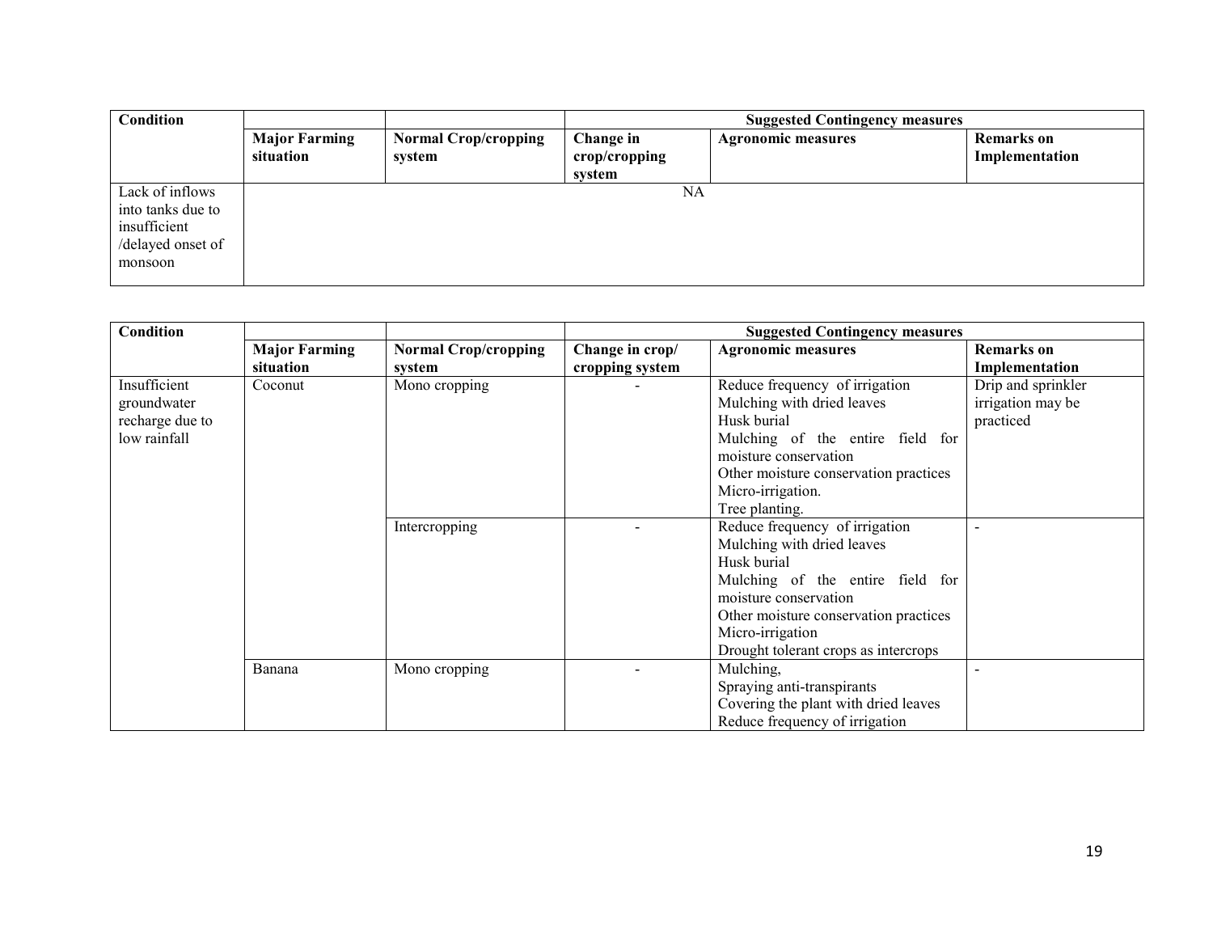| Condition | | | Suggested Contingency measures | | |
|---|---|---|---|---|---|
| | Major Farming situation | Normal Crop/cropping system | Change in crop/cropping system | Agronomic measures | Remarks on Implementation |
| Lack of inflows into tanks due to insufficient /delayed onset of monsoon | | | NA | | |

| Condition | | | Suggested Contingency measures | | |
|---|---|---|---|---|---|
| | Major Farming situation | Normal Crop/cropping system | Change in crop/ cropping system | Agronomic measures | Remarks on Implementation |
| Insufficient groundwater recharge due to low rainfall | Coconut | Mono cropping | - | Reduce frequency of irrigation<br>Mulching with dried leaves<br>Husk burial<br>Mulching of the entire field for moisture conservation<br>Other moisture conservation practices<br>Micro-irrigation.<br>Tree planting. | Drip and sprinkler irrigation may be practiced |
| | | Intercropping | - | Reduce frequency of irrigation<br>Mulching with dried leaves<br>Husk burial<br>Mulching of the entire field for moisture conservation<br>Other moisture conservation practices<br>Micro-irrigation<br>Drought tolerant crops as intercrops | - |
| | Banana | Mono cropping | - | Mulching,<br>Spraying anti-transpirants<br>Covering the plant with dried leaves<br>Reduce frequency of irrigation | - |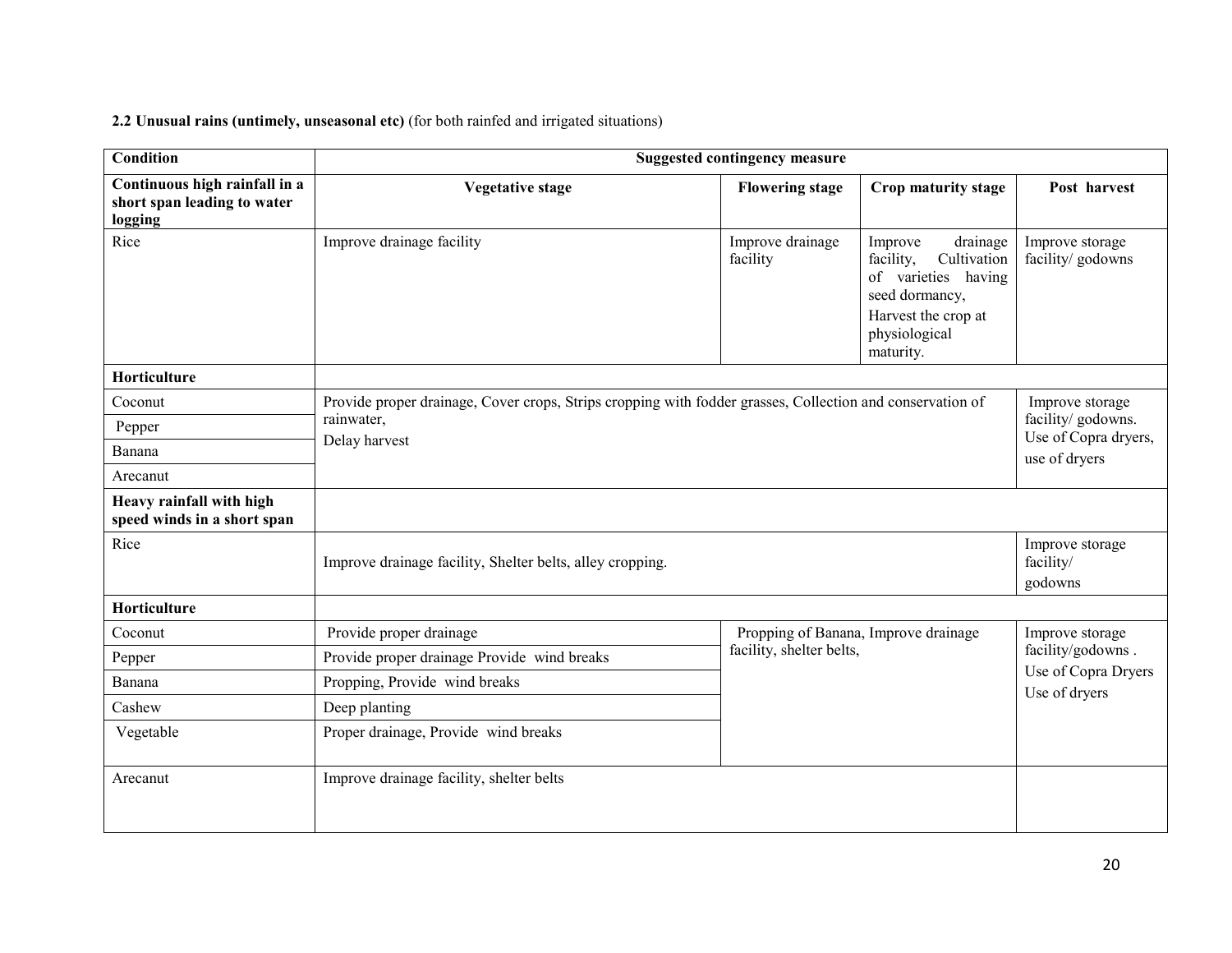**2.2 Unusual rains (untimely, unseasonal etc)** (for both rainfed and irrigated situations)

| Condition | Suggested contingency measure | | | |
|---|---|---|---|---|
| **Continuous high rainfall in a short span leading to water logging** | **Vegetative stage** | **Flowering stage** | **Crop maturity stage** | **Post harvest** |
| Rice | Improve drainage facility | Improve drainage facility | Improve drainage facility, Cultivation of varieties having seed dormancy, Harvest the crop at physiological maturity. | Improve storage facility/ godowns |
| **Horticulture** | | | | |
| Coconut | Provide proper drainage, Cover crops, Strips cropping with fodder grasses, Collection and conservation of rainwater, Delay harvest | | | Improve storage facility/ godowns. Use of Copra dryers, use of dryers |
| Pepper | | | | |
| Banana | | | | |
| Arecanut | | | | |
| **Heavy rainfall with high speed winds in a short span** | | | | |
| Rice | Improve drainage facility, Shelter belts, alley cropping. | | | Improve storage facility/ godowns |
| **Horticulture** | | | | |
| Coconut | Provide proper drainage | Propping of Banana, Improve drainage facility, shelter belts, | | Improve storage facility/godowns . Use of Copra Dryers Use of dryers |
| Pepper | Provide proper drainage Provide wind breaks | | | |
| Banana | Propping, Provide wind breaks | | | |
| Cashew | Deep planting | | | |
| Vegetable | Proper drainage, Provide wind breaks | | | |
| Arecanut | Improve drainage facility, shelter belts | | | |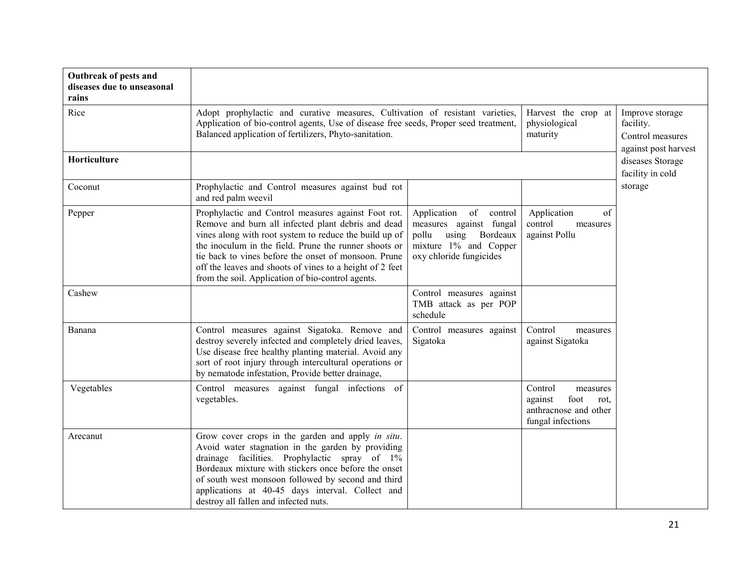| | | | | |
|---|---|---|---|---|
| **Outbreak of pests and diseases due to unseasonal rains** | | | | |
| Rice | Adopt prophylactic and curative measures, Cultivation of resistant varieties, Application of bio-control agents, Use of disease free seeds, Proper seed treatment, Balanced application of fertilizers, Phyto-sanitation. | | Harvest the crop at physiological maturity | Improve storage facility. Control measures against post harvest diseases Storage facility in cold storage |
| **Horticulture** | | | | |
| Coconut | Prophylactic and Control measures against bud rot and red palm weevil | | | |
| Pepper | Prophylactic and Control measures against Foot rot. Remove and burn all infected plant debris and dead vines along with root system to reduce the build up of the inoculum in the field. Prune the runner shoots or tie back to vines before the onset of monsoon. Prune off the leaves and shoots of vines to a height of 2 feet from the soil. Application of bio-control agents. | Application of control measures against fungal pollu using Bordeaux mixture 1% and Copper oxy chloride fungicides | Application of control measures against Pollu | |
| Cashew | | Control measures against TMB attack as per POP schedule | | |
| Banana | Control measures against Sigatoka. Remove and destroy severely infected and completely dried leaves, Use disease free healthy planting material. Avoid any sort of root injury through intercultural operations or by nematode infestation, Provide better drainage, | Control measures against Sigatoka | Control measures against Sigatoka | |
| Vegetables | Control measures against fungal infections of vegetables. | | Control measures against foot rot, anthracnose and other fungal infections | |
| Arecanut | Grow cover crops in the garden and apply *in situ*. Avoid water stagnation in the garden by providing drainage facilities. Prophylactic spray of 1% Bordeaux mixture with stickers once before the onset of south west monsoon followed by second and third applications at 40-45 days interval. Collect and destroy all fallen and infected nuts. | | | |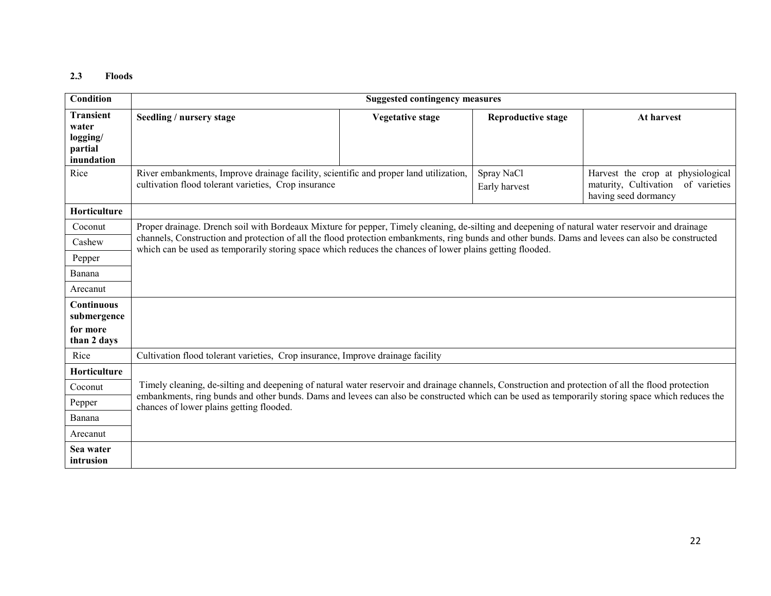### 2.3 Floods

| Condition | Suggested contingency measures | | | |
|---|---|---|---|---|
| **Transient water logging/ partial inundation** | **Seedling / nursery stage** | **Vegetative stage** | **Reproductive stage** | **At harvest** |
| Rice | River embankments, Improve drainage facility, scientific and proper land utilization, cultivation flood tolerant varieties, Crop insurance | | Spray NaCl<br>Early harvest | Harvest the crop at physiological maturity, Cultivation of varieties having seed dormancy |
| **Horticulture** | | | | |
| Coconut | Proper drainage. Drench soil with Bordeaux Mixture for pepper, Timely cleaning, de-silting and deepening of natural water reservoir and drainage channels, Construction and protection of all the flood protection embankments, ring bunds and other bunds. Dams and levees can also be constructed which can be used as temporarily storing space which reduces the chances of lower plains getting flooded. | | | |
| Cashew | | | | |
| Pepper | | | | |
| Banana | | | | |
| Arecanut | | | | |
| **Continuous submergence for more than 2 days** | | | | |
| Rice | Cultivation flood tolerant varieties, Crop insurance, Improve drainage facility | | | |
| **Horticulture** | | | | |
| Coconut | Timely cleaning, de-silting and deepening of natural water reservoir and drainage channels, Construction and protection of all the flood protection embankments, ring bunds and other bunds. Dams and levees can also be constructed which can be used as temporarily storing space which reduces the chances of lower plains getting flooded. | | | |
| Pepper | | | | |
| Banana | | | | |
| Arecanut | | | | |
| **Sea water intrusion** | | | | |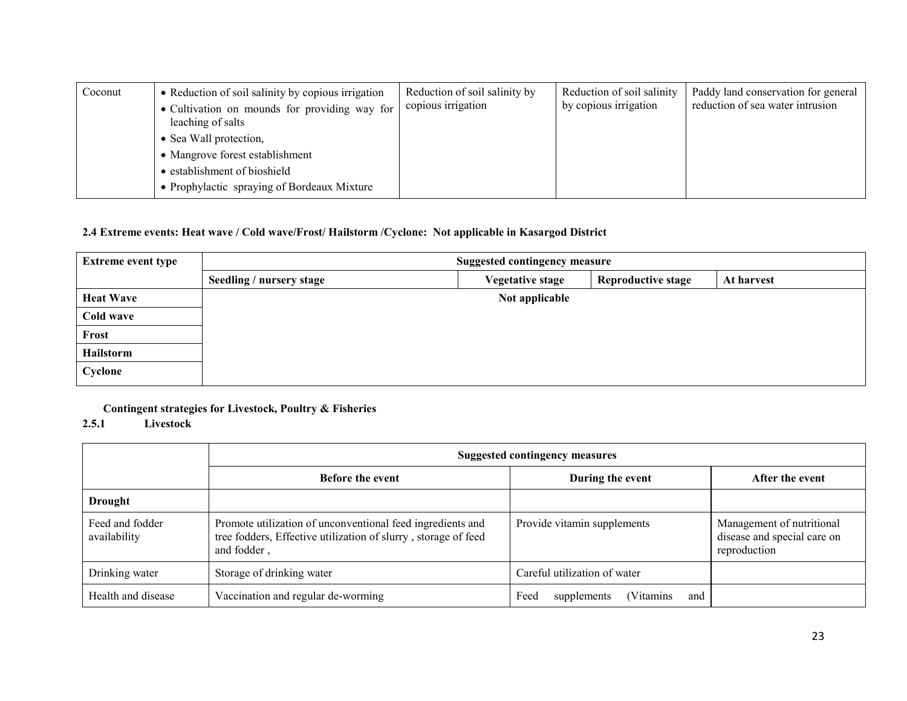| | | | | |
|---|---|---|---|---|
| Coconut | • Reduction of soil salinity by copious irrigation<br>• Cultivation on mounds for providing way for leaching of salts<br>• Sea Wall protection,<br>• Mangrove forest establishment<br>• establishment of bioshield<br>• Prophylactic spraying of Bordeaux Mixture | Reduction of soil salinity by copious irrigation | Reduction of soil salinity by copious irrigation | Paddy land conservation for general reduction of sea water intrusion |

**2.4 Extreme events: Heat wave / Cold wave/Frost/ Hailstorm /Cyclone: Not applicable in Kasargod District**

| Extreme event type | Suggested contingency measure | | | |
|---|---|---|---|---|
| | Seedling / nursery stage | Vegetative stage | Reproductive stage | At harvest |
| **Heat Wave** | Not applicable | | | |
| **Cold wave** | | | | |
| **Frost** | | | | |
| **Hailstorm** | | | | |
| **Cyclone** | | | | |

**Contingent strategies for Livestock, Poultry & Fisheries**

**2.5.1 Livestock**

| | Suggested contingency measures | | |
|---|---|---|---|
| | **Before the event** | **During the event** | **After the event** |
| **Drought** | | | |
| Feed and fodder availability | Promote utilization of unconventional feed ingredients and tree fodders, Effective utilization of slurry , storage of feed and fodder , | Provide vitamin supplements | Management of nutritional disease and special care on reproduction |
| Drinking water | Storage of drinking water | Careful utilization of water | |
| Health and disease | Vaccination and regular de-worming | Feed supplements (Vitamins and | |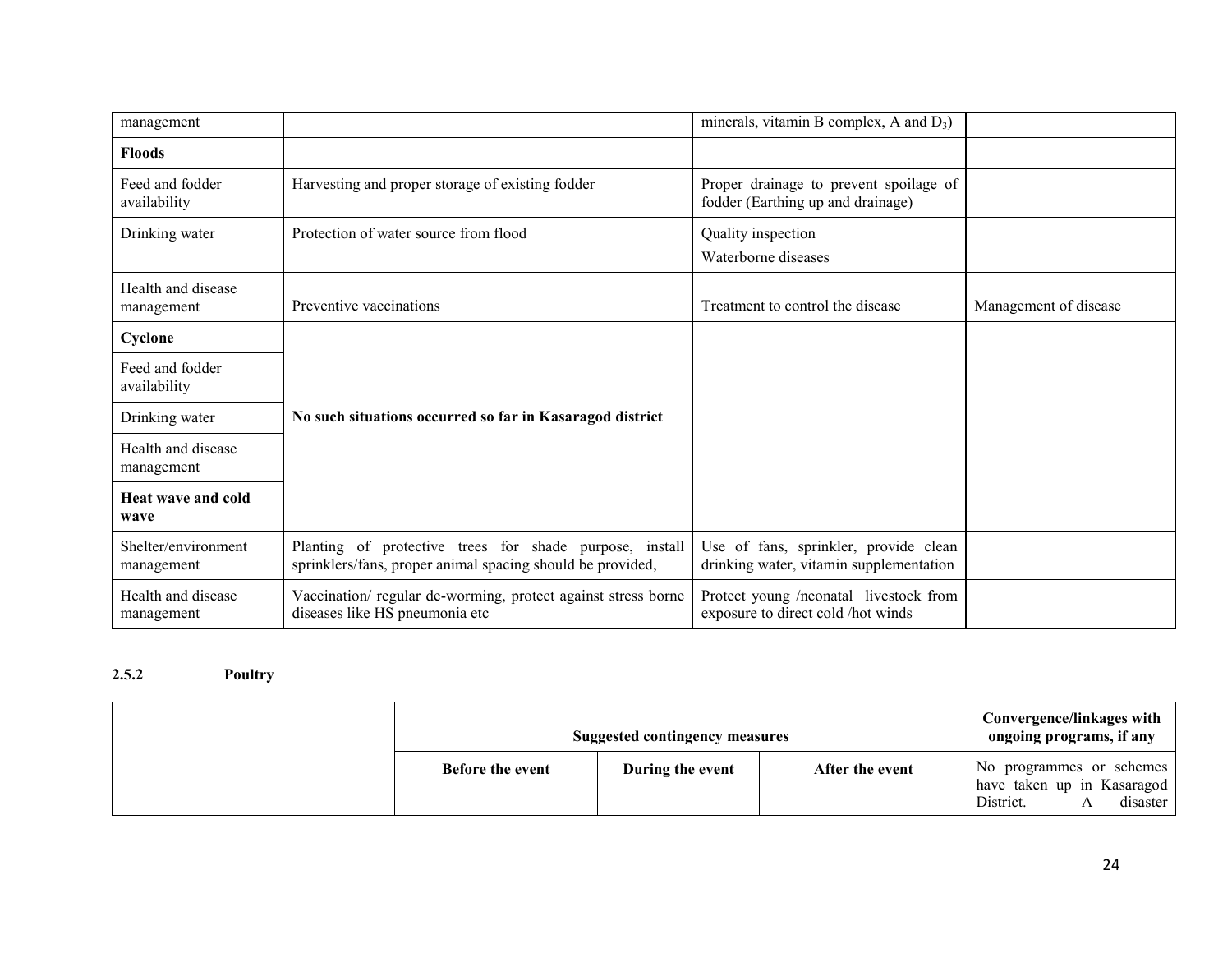| | | | |
|---|---|---|---|
| management | | minerals, vitamin B complex, A and $D_3$) | |
| **Floods** | | | |
| Feed and fodder availability | Harvesting and proper storage of existing fodder | Proper drainage to prevent spoilage of fodder (Earthing up and drainage) | |
| Drinking water | Protection of water source from flood | Quality inspection<br>Waterborne diseases | |
| Health and disease management | Preventive vaccinations | Treatment to control the disease | Management of disease |
| **Cyclone** | | | |
| Feed and fodder availability | | | |
| Drinking water | **No such situations occurred so far in Kasaragod district** | | |
| Health and disease management | | | |
| **Heat wave and cold wave** | | | |
| Shelter/environment management | Planting of protective trees for shade purpose, install sprinklers/fans, proper animal spacing should be provided, | Use of fans, sprinkler, provide clean drinking water, vitamin supplementation | |
| Health and disease management | Vaccination/ regular de-worming, protect against stress borne diseases like HS pneumonia etc | Protect young /neonatal livestock from exposure to direct cold /hot winds | |

**2.5.2 Poultry**

| | Suggested contingency measures | | | Convergence/linkages with ongoing programs, if any |
|---|---|---|---|---|
| | Before the event | During the event | After the event | No programmes or schemes have taken up in Kasaragod District. A disaster |
| | | | | |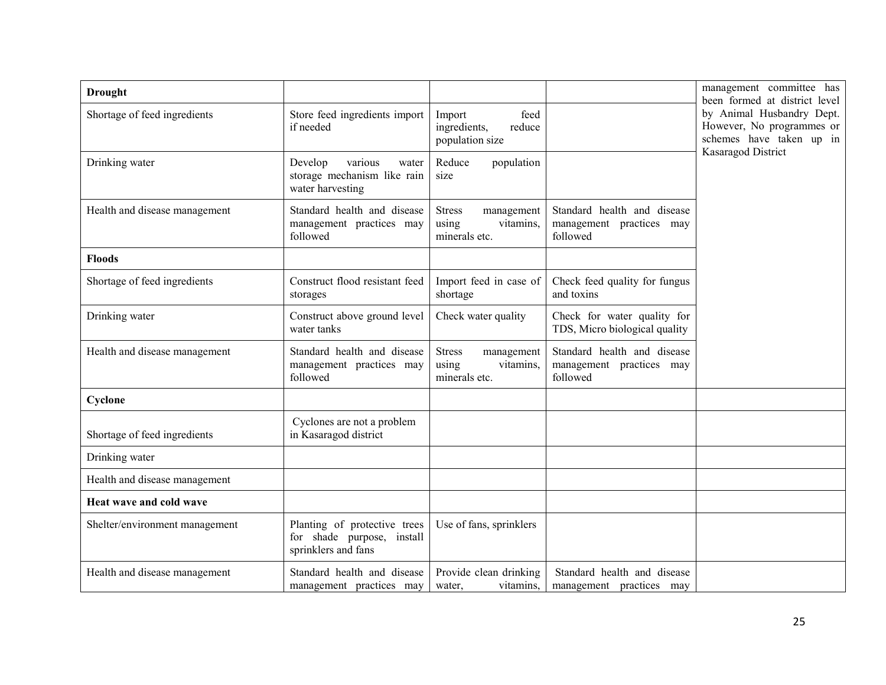| | | | | |
|---|---|---|---|---|
| **Drought** | | | | management committee has been formed at district level by Animal Husbandry Dept. However, No programmes or schemes have taken up in Kasaragod District |
| Shortage of feed ingredients | Store feed ingredients import if needed | Import feed ingredients, reduce population size | | |
| Drinking water | Develop various water storage mechanism like rain water harvesting | Reduce population size | | |
| Health and disease management | Standard health and disease management practices may followed | Stress management using vitamins, minerals etc. | Standard health and disease management practices may followed | |
| **Floods** | | | | |
| Shortage of feed ingredients | Construct flood resistant feed storages | Import feed in case of shortage | Check feed quality for fungus and toxins | |
| Drinking water | Construct above ground level water tanks | Check water quality | Check for water quality for TDS, Micro biological quality | |
| Health and disease management | Standard health and disease management practices may followed | Stress management using vitamins, minerals etc. | Standard health and disease management practices may followed | |
| **Cyclone** | | | | |
| Shortage of feed ingredients | Cyclones are not a problem in Kasaragod district | | | |
| Drinking water | | | | |
| Health and disease management | | | | |
| **Heat wave and cold wave** | | | | |
| Shelter/environment management | Planting of protective trees for shade purpose, install sprinklers and fans | Use of fans, sprinklers | | |
| Health and disease management | Standard health and disease management practices may | Provide clean drinking water, vitamins, | Standard health and disease management practices may | |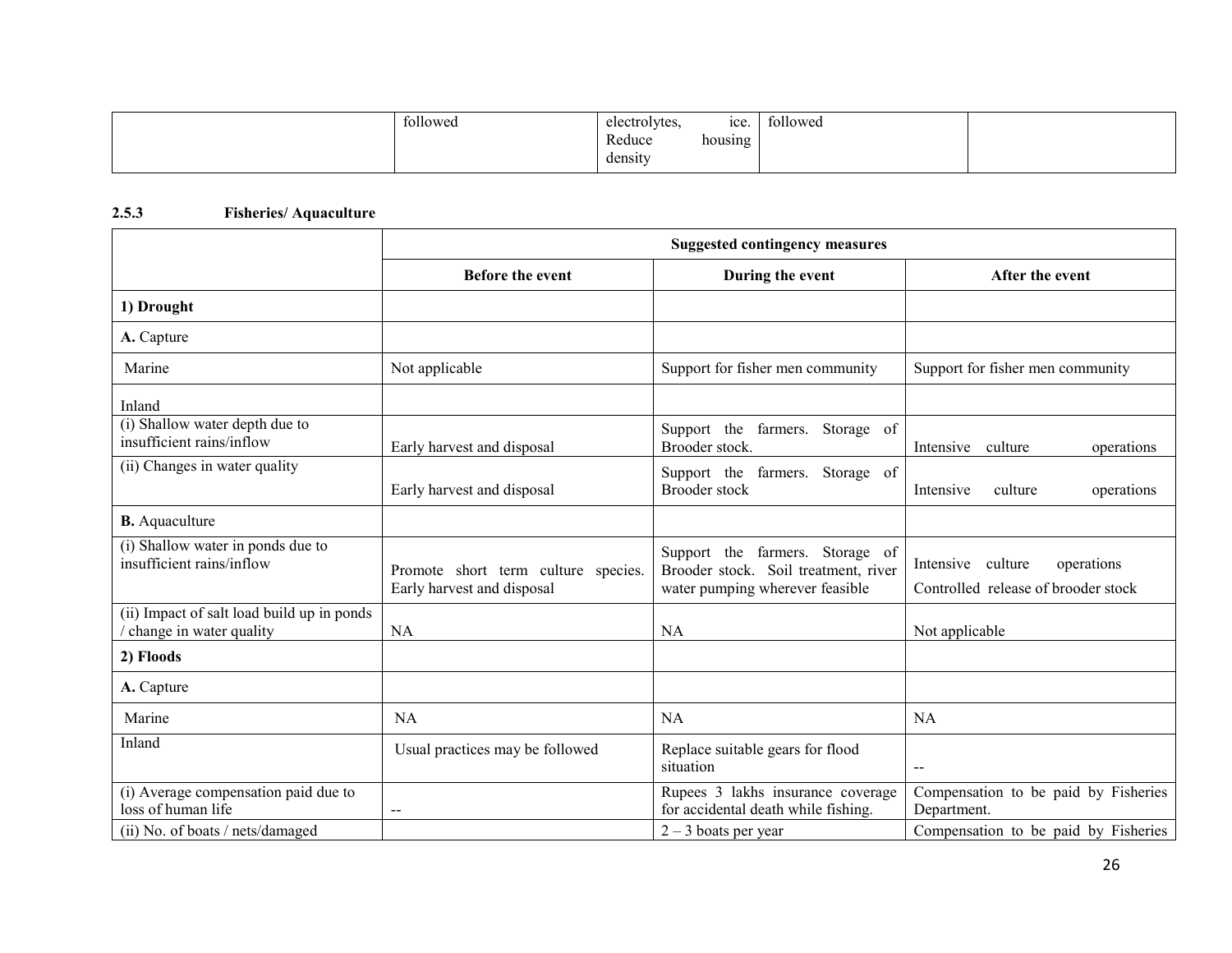| | | | | |
|---|---|---|---|---|
| | followed | electrolytes, ice. Reduce housing density | followed | |

**2.5.3 Fisheries/ Aquaculture**

| | Suggested contingency measures | | |
|---|---|---|---|
| | **Before the event** | **During the event** | **After the event** |
| **1) Drought** | | | |
| **A.** Capture | | | |
| Marine | Not applicable | Support for fisher men community | Support for fisher men community |
| Inland | | | |
| (i) Shallow water depth due to insufficient rains/inflow | Early harvest and disposal | Support the farmers. Storage of Brooder stock. | Intensive culture operations |
| (ii) Changes in water quality | Early harvest and disposal | Support the farmers. Storage of Brooder stock | Intensive culture operations |
| **B.** Aquaculture | | | |
| (i) Shallow water in ponds due to insufficient rains/inflow | Promote short term culture species. Early harvest and disposal | Support the farmers. Storage of Brooder stock. Soil treatment, river water pumping wherever feasible | Intensive culture operations<br>Controlled release of brooder stock |
| (ii) Impact of salt load build up in ponds / change in water quality | NA | NA | Not applicable |
| **2) Floods** | | | |
| **A.** Capture | | | |
| Marine | NA | NA | NA |
| Inland | Usual practices may be followed | Replace suitable gears for flood situation | -- |
| (i) Average compensation paid due to loss of human life | -- | Rupees 3 lakhs insurance coverage for accidental death while fishing. | Compensation to be paid by Fisheries Department. |
| (ii) No. of boats / nets/damaged | | 2 – 3 boats per year | Compensation to be paid by Fisheries |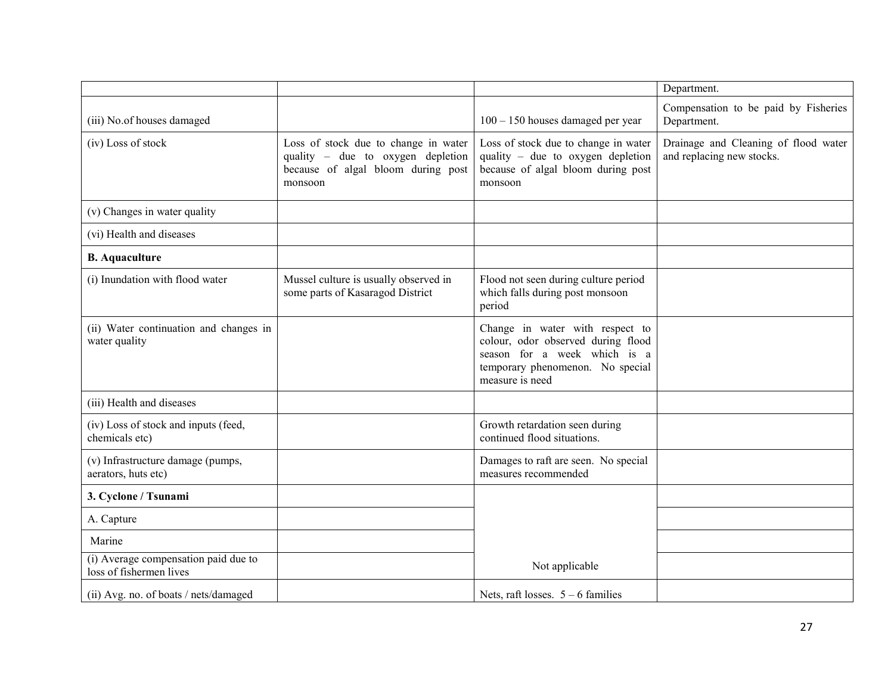| | | | |
|---|---|---|---|
| | | | Department. |
| (iii) No.of houses damaged | | 100 – 150 houses damaged per year | Compensation to be paid by Fisheries Department. |
| (iv) Loss of stock | Loss of stock due to change in water quality – due to oxygen depletion because of algal bloom during post monsoon | Loss of stock due to change in water quality – due to oxygen depletion because of algal bloom during post monsoon | Drainage and Cleaning of flood water and replacing new stocks. |
| (v) Changes in water quality | | | |
| (vi) Health and diseases | | | |
| **B. Aquaculture** | | | |
| (i) Inundation with flood water | Mussel culture is usually observed in some parts of Kasaragod District | Flood not seen during culture period which falls during post monsoon period | |
| (ii) Water continuation and changes in water quality | | Change in water with respect to colour, odor observed during flood season for a week which is a temporary phenomenon. No special measure is need | |
| (iii) Health and diseases | | | |
| (iv) Loss of stock and inputs (feed, chemicals etc) | | Growth retardation seen during continued flood situations. | |
| (v) Infrastructure damage (pumps, aerators, huts etc) | | Damages to raft are seen. No special measures recommended | |
| **3. Cyclone / Tsunami** | | | |
| A. Capture | | | |
| Marine | | | |
| (i) Average compensation paid due to loss of fishermen lives | | Not applicable | |
| (ii) Avg. no. of boats / nets/damaged | | Nets, raft losses. 5 – 6 families | |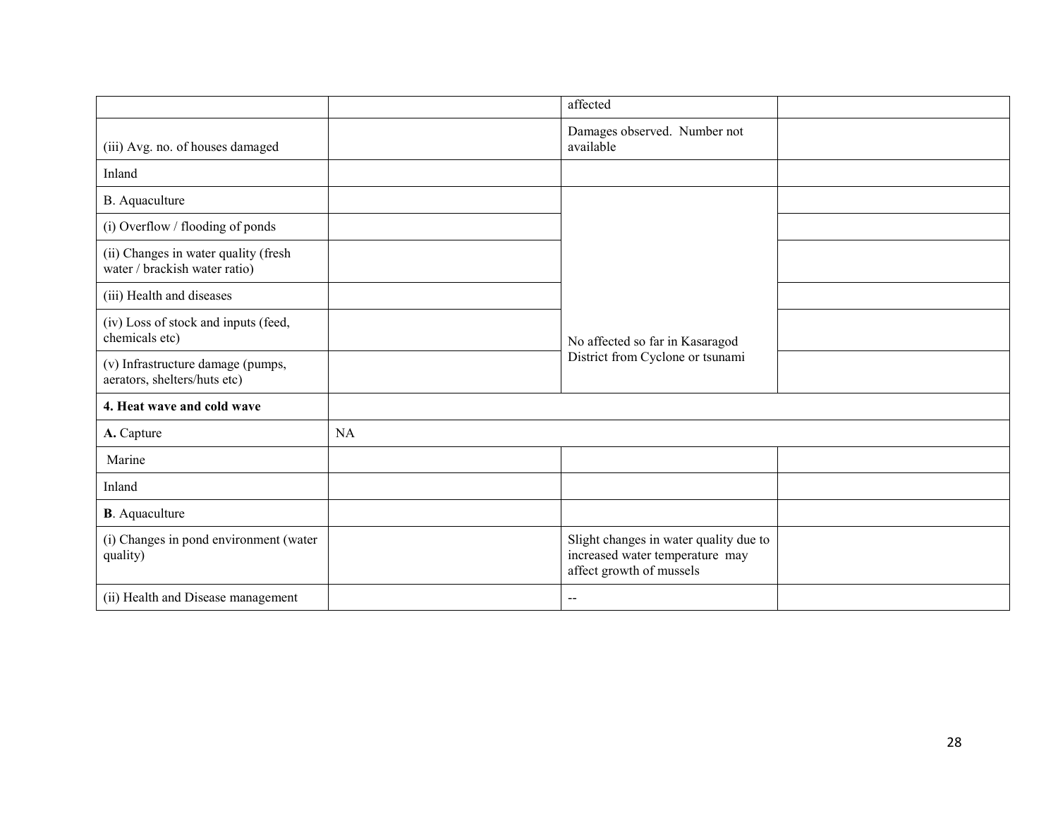| | | | |
|---|---|---|---|
| | | affected | |
| (iii) Avg. no. of houses damaged | | Damages observed. Number not available | |
| Inland | | | |
| B. Aquaculture | | No affected so far in Kasaragod District from Cyclone or tsunami | |
| (i) Overflow / flooding of ponds | | | |
| (ii) Changes in water quality (fresh water / brackish water ratio) | | | |
| (iii) Health and diseases | | | |
| (iv) Loss of stock and inputs (feed, chemicals etc) | | | |
| (v) Infrastructure damage (pumps, aerators, shelters/huts etc) | | | |
| **4. Heat wave and cold wave** | | | |
| **A.** Capture | NA | | |
| Marine | | | |
| Inland | | | |
| **B**. Aquaculture | | | |
| (i) Changes in pond environment (water quality) | | Slight changes in water quality due to increased water temperature may affect growth of mussels | |
| (ii) Health and Disease management | | -- | |